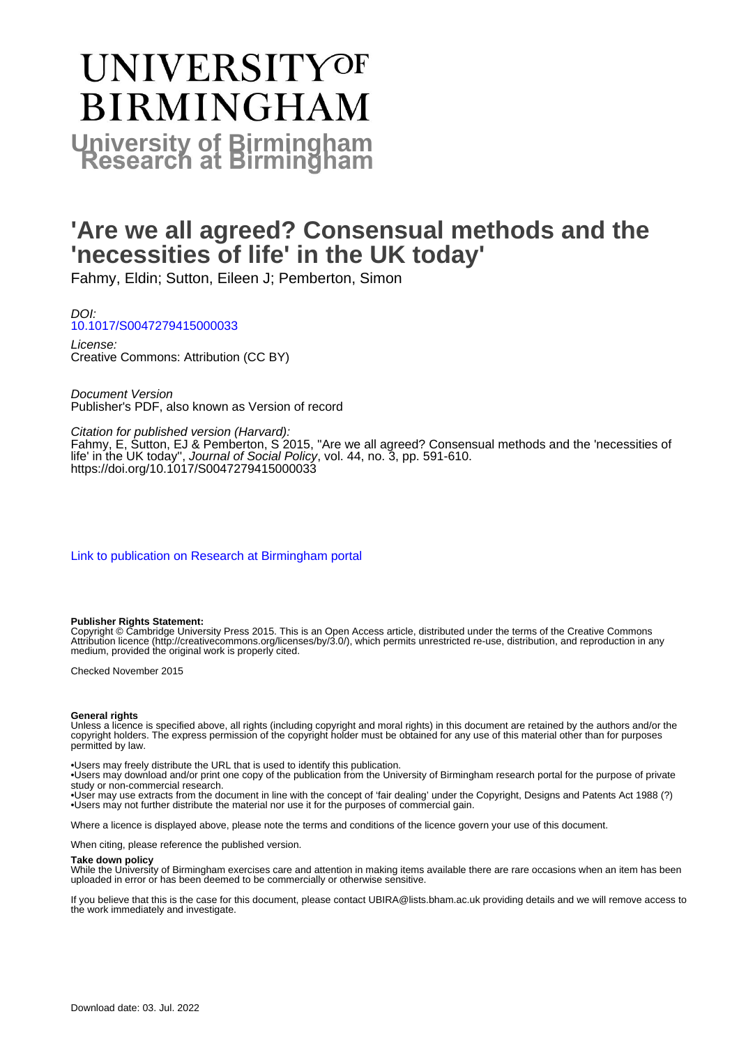# UNIVERSITY OF BIRMINGHAM

**University of Birmingham Research at Birmingham**

# 'Are we all agreed? Consensual methods and the 'necessities of life' in the UK today'

Fahmy, Eldin; Sutton, Eileen J; Pemberton, Simon

*DOI:*
10.1017/S0047279415000033

*License:*
Creative Commons: Attribution (CC BY)

*Document Version*
Publisher's PDF, also known as Version of record

*Citation for published version (Harvard):*
Fahmy, E, Sutton, EJ & Pemberton, S 2015, ''Are we all agreed? Consensual methods and the 'necessities of life' in the UK today'', *Journal of Social Policy*, vol. 44, no. 3, pp. 591-610.
https://doi.org/10.1017/S0047279415000033

Link to publication on Research at Birmingham portal

**Publisher Rights Statement:**
Copyright © Cambridge University Press 2015. This is an Open Access article, distributed under the terms of the Creative Commons Attribution licence (http://creativecommons.org/licenses/by/3.0/), which permits unrestricted re-use, distribution, and reproduction in any medium, provided the original work is properly cited.

Checked November 2015

**General rights**
Unless a licence is specified above, all rights (including copyright and moral rights) in this document are retained by the authors and/or the copyright holders. The express permission of the copyright holder must be obtained for any use of this material other than for purposes permitted by law.

•Users may freely distribute the URL that is used to identify this publication.
•Users may download and/or print one copy of the publication from the University of Birmingham research portal for the purpose of private study or non-commercial research.
•User may use extracts from the document in line with the concept of 'fair dealing' under the Copyright, Designs and Patents Act 1988 (?)
•Users may not further distribute the material nor use it for the purposes of commercial gain.

Where a licence is displayed above, please note the terms and conditions of the licence govern your use of this document.

When citing, please reference the published version.

**Take down policy**
While the University of Birmingham exercises care and attention in making items available there are rare occasions when an item has been uploaded in error or has been deemed to be commercially or otherwise sensitive.

If you believe that this is the case for this document, please contact UBIRA@lists.bham.ac.uk providing details and we will remove access to the work immediately and investigate.

Download date: 03. Jul. 2022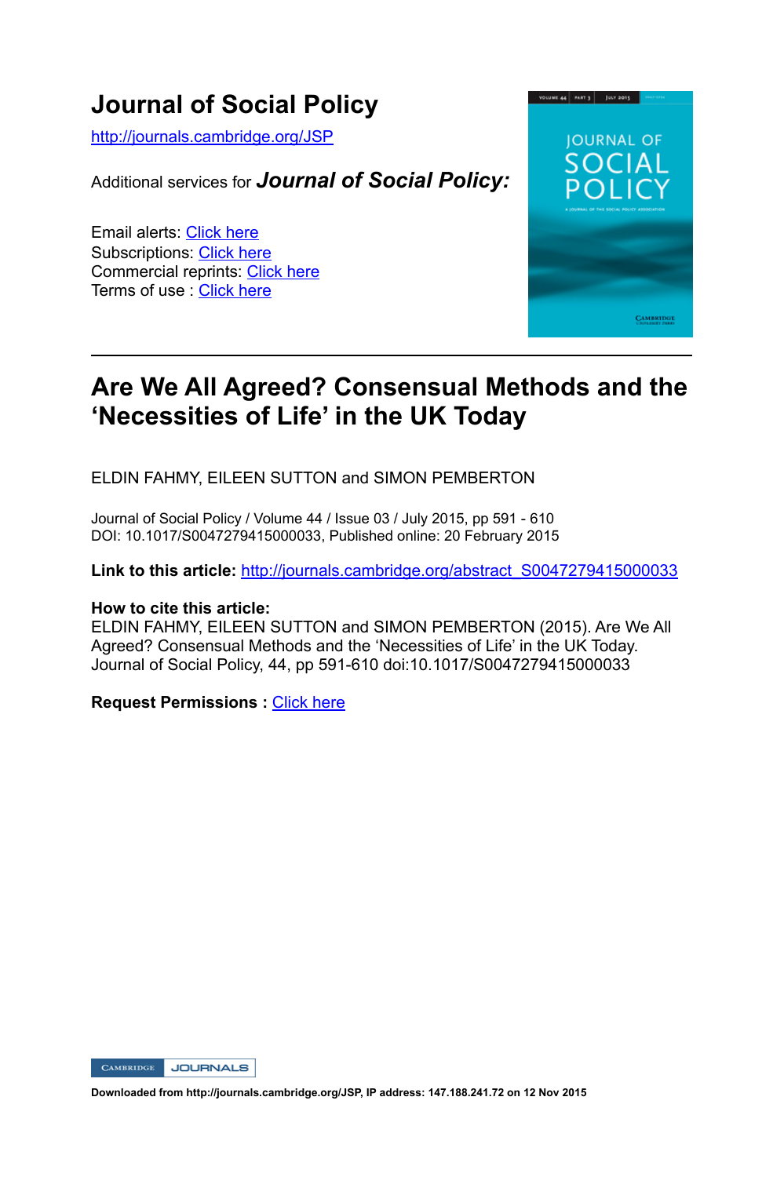# Journal of Social Policy

http://journals.cambridge.org/JSP

Additional services for ***Journal of Social Policy:***

Email alerts: Click here
Subscriptions: Click here
Commercial reprints: Click here
Terms of use : Click here

---

## Are We All Agreed? Consensual Methods and the 'Necessities of Life' in the UK Today

ELDIN FAHMY, EILEEN SUTTON and SIMON PEMBERTON

Journal of Social Policy / Volume 44 / Issue 03 / July 2015, pp 591 - 610
DOI: 10.1017/S0047279415000033, Published online: 20 February 2015

**Link to this article:** http://journals.cambridge.org/abstract_S0047279415000033

**How to cite this article:**
ELDIN FAHMY, EILEEN SUTTON and SIMON PEMBERTON (2015). Are We All Agreed? Consensual Methods and the 'Necessities of Life' in the UK Today. Journal of Social Policy, 44, pp 591-610 doi:10.1017/S0047279415000033

**Request Permissions :** Click here

**Downloaded from http://journals.cambridge.org/JSP, IP address: 147.188.241.72 on 12 Nov 2015**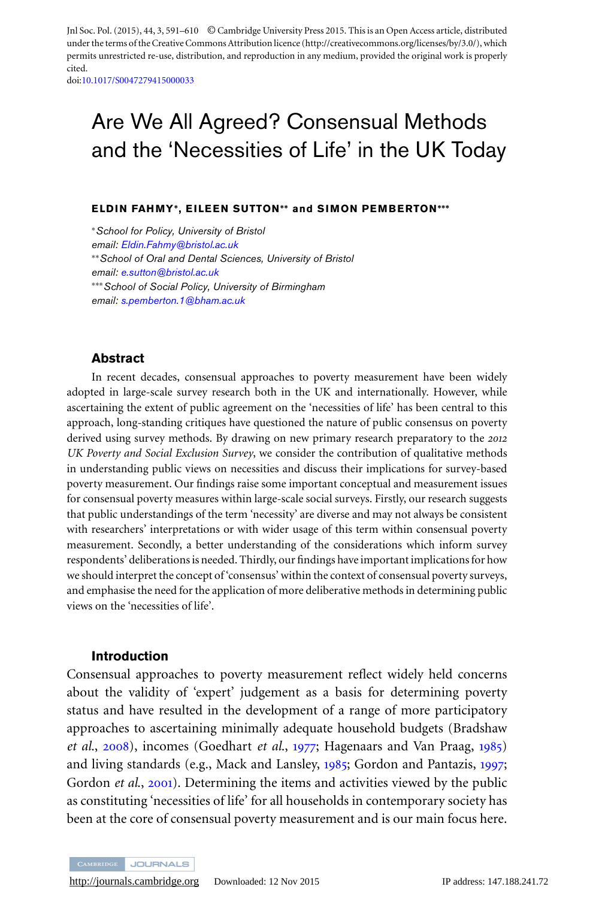Jnl Soc. Pol. (2015), 44, 3, 591–610 © Cambridge University Press 2015. This is an Open Access article, distributed under the terms of the Creative Commons Attribution licence (http://creativecommons.org/licenses/by/3.0/), which permits unrestricted re-use, distribution, and reproduction in any medium, provided the original work is properly cited.
doi:10.1017/S0047279415000033

# Are We All Agreed? Consensual Methods and the 'Necessities of Life' in the UK Today

**ELDIN FAHMY*, EILEEN SUTTON** and SIMON PEMBERTON*****

*School for Policy, University of Bristol
email: Eldin.Fahmy@bristol.ac.uk
**School of Oral and Dental Sciences, University of Bristol
email: e.sutton@bristol.ac.uk
***School of Social Policy, University of Birmingham
email: s.pemberton.1@bham.ac.uk

## Abstract

In recent decades, consensual approaches to poverty measurement have been widely adopted in large-scale survey research both in the UK and internationally. However, while ascertaining the extent of public agreement on the 'necessities of life' has been central to this approach, long-standing critiques have questioned the nature of public consensus on poverty derived using survey methods. By drawing on new primary research preparatory to the *2012 UK Poverty and Social Exclusion Survey*, we consider the contribution of qualitative methods in understanding public views on necessities and discuss their implications for survey-based poverty measurement. Our findings raise some important conceptual and measurement issues for consensual poverty measures within large-scale social surveys. Firstly, our research suggests that public understandings of the term 'necessity' are diverse and may not always be consistent with researchers' interpretations or with wider usage of this term within consensual poverty measurement. Secondly, a better understanding of the considerations which inform survey respondents' deliberations is needed. Thirdly, our findings have important implications for how we should interpret the concept of 'consensus' within the context of consensual poverty surveys, and emphasise the need for the application of more deliberative methods in determining public views on the 'necessities of life'.

## Introduction

Consensual approaches to poverty measurement reflect widely held concerns about the validity of 'expert' judgement as a basis for determining poverty status and have resulted in the development of a range of more participatory approaches to ascertaining minimally adequate household budgets (Bradshaw *et al.*, 2008), incomes (Goedhart *et al.*, 1977; Hagenaars and Van Praag, 1985) and living standards (e.g., Mack and Lansley, 1985; Gordon and Pantazis, 1997; Gordon *et al.*, 2001). Determining the items and activities viewed by the public as constituting 'necessities of life' for all households in contemporary society has been at the core of consensual poverty measurement and is our main focus here.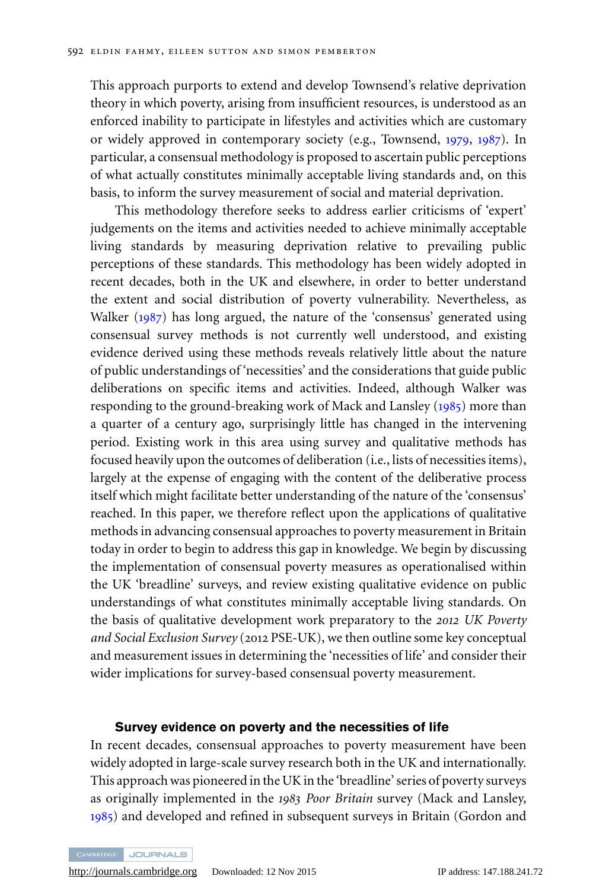This approach purports to extend and develop Townsend's relative deprivation theory in which poverty, arising from insufficient resources, is understood as an enforced inability to participate in lifestyles and activities which are customary or widely approved in contemporary society (e.g., Townsend, 1979, 1987). In particular, a consensual methodology is proposed to ascertain public perceptions of what actually constitutes minimally acceptable living standards and, on this basis, to inform the survey measurement of social and material deprivation.

This methodology therefore seeks to address earlier criticisms of 'expert' judgements on the items and activities needed to achieve minimally acceptable living standards by measuring deprivation relative to prevailing public perceptions of these standards. This methodology has been widely adopted in recent decades, both in the UK and elsewhere, in order to better understand the extent and social distribution of poverty vulnerability. Nevertheless, as Walker (1987) has long argued, the nature of the 'consensus' generated using consensual survey methods is not currently well understood, and existing evidence derived using these methods reveals relatively little about the nature of public understandings of 'necessities' and the considerations that guide public deliberations on specific items and activities. Indeed, although Walker was responding to the ground-breaking work of Mack and Lansley (1985) more than a quarter of a century ago, surprisingly little has changed in the intervening period. Existing work in this area using survey and qualitative methods has focused heavily upon the outcomes of deliberation (i.e., lists of necessities items), largely at the expense of engaging with the content of the deliberative process itself which might facilitate better understanding of the nature of the 'consensus' reached. In this paper, we therefore reflect upon the applications of qualitative methods in advancing consensual approaches to poverty measurement in Britain today in order to begin to address this gap in knowledge. We begin by discussing the implementation of consensual poverty measures as operationalised within the UK 'breadline' surveys, and review existing qualitative evidence on public understandings of what constitutes minimally acceptable living standards. On the basis of qualitative development work preparatory to the *2012 UK Poverty and Social Exclusion Survey* (2012 PSE-UK), we then outline some key conceptual and measurement issues in determining the 'necessities of life' and consider their wider implications for survey-based consensual poverty measurement.

## Survey evidence on poverty and the necessities of life

In recent decades, consensual approaches to poverty measurement have been widely adopted in large-scale survey research both in the UK and internationally. This approach was pioneered in the UK in the 'breadline' series of poverty surveys as originally implemented in the *1983 Poor Britain* survey (Mack and Lansley, 1985) and developed and refined in subsequent surveys in Britain (Gordon and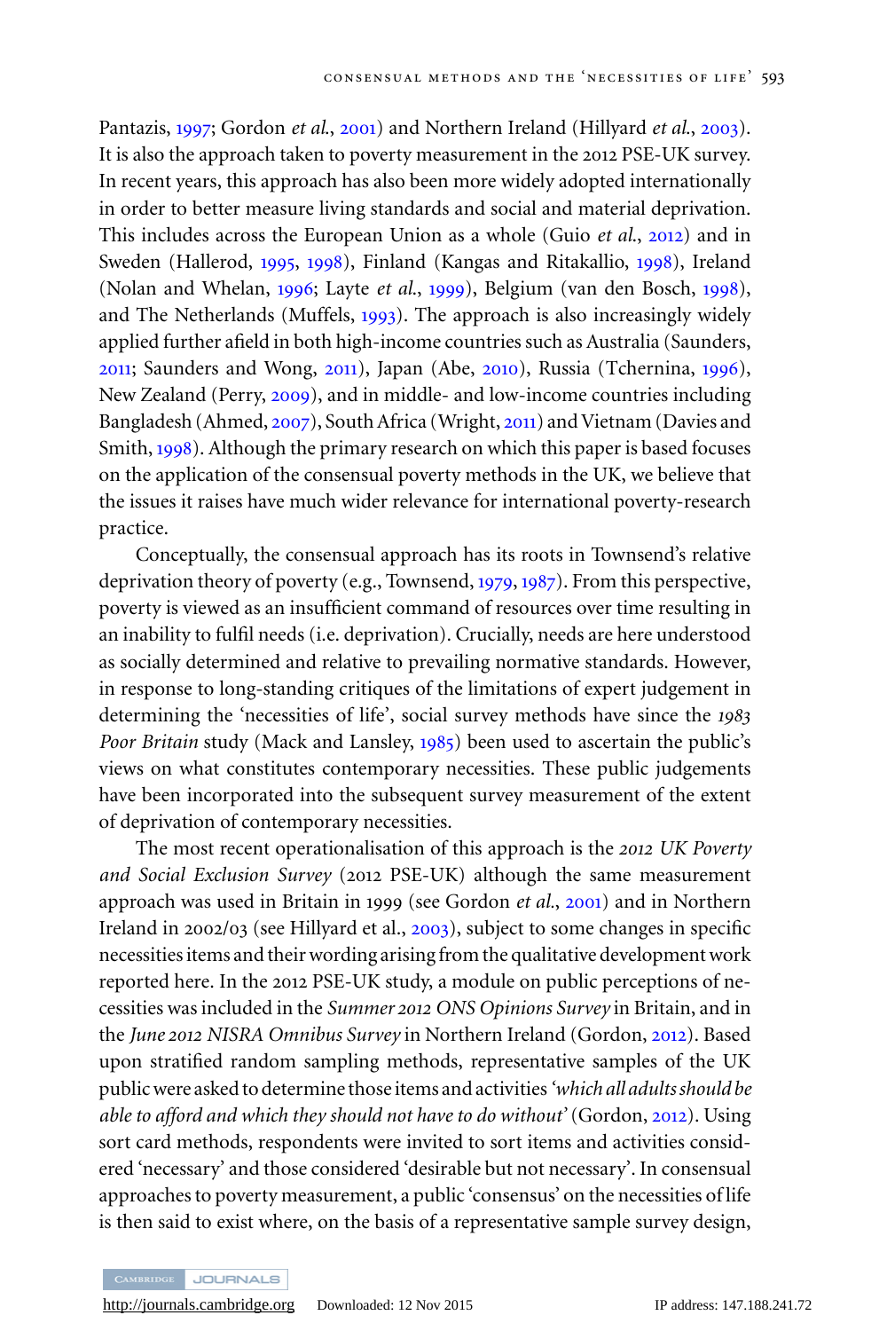Pantazis, 1997; Gordon *et al.*, 2001) and Northern Ireland (Hillyard *et al.*, 2003). It is also the approach taken to poverty measurement in the 2012 PSE-UK survey. In recent years, this approach has also been more widely adopted internationally in order to better measure living standards and social and material deprivation. This includes across the European Union as a whole (Guio *et al.*, 2012) and in Sweden (Hallerod, 1995, 1998), Finland (Kangas and Ritakallio, 1998), Ireland (Nolan and Whelan, 1996; Layte *et al.*, 1999), Belgium (van den Bosch, 1998), and The Netherlands (Muffels, 1993). The approach is also increasingly widely applied further afield in both high-income countries such as Australia (Saunders, 2011; Saunders and Wong, 2011), Japan (Abe, 2010), Russia (Tchernina, 1996), New Zealand (Perry, 2009), and in middle- and low-income countries including Bangladesh (Ahmed, 2007), South Africa (Wright, 2011) and Vietnam (Davies and Smith, 1998). Although the primary research on which this paper is based focuses on the application of the consensual poverty methods in the UK, we believe that the issues it raises have much wider relevance for international poverty-research practice.

Conceptually, the consensual approach has its roots in Townsend's relative deprivation theory of poverty (e.g., Townsend, 1979, 1987). From this perspective, poverty is viewed as an insufficient command of resources over time resulting in an inability to fulfil needs (i.e. deprivation). Crucially, needs are here understood as socially determined and relative to prevailing normative standards. However, in response to long-standing critiques of the limitations of expert judgement in determining the 'necessities of life', social survey methods have since the *1983 Poor Britain* study (Mack and Lansley, 1985) been used to ascertain the public's views on what constitutes contemporary necessities. These public judgements have been incorporated into the subsequent survey measurement of the extent of deprivation of contemporary necessities.

The most recent operationalisation of this approach is the *2012 UK Poverty and Social Exclusion Survey* (2012 PSE-UK) although the same measurement approach was used in Britain in 1999 (see Gordon *et al.*, 2001) and in Northern Ireland in 2002/03 (see Hillyard et al., 2003), subject to some changes in specific necessities items and their wording arising from the qualitative development work reported here. In the 2012 PSE-UK study, a module on public perceptions of necessities was included in the *Summer 2012 ONS Opinions Survey* in Britain, and in the *June 2012 NISRA Omnibus Survey* in Northern Ireland (Gordon, 2012). Based upon stratified random sampling methods, representative samples of the UK public were asked to determine those items and activities *'which all adults should be able to afford and which they should not have to do without'* (Gordon, 2012). Using sort card methods, respondents were invited to sort items and activities considered 'necessary' and those considered 'desirable but not necessary'. In consensual approaches to poverty measurement, a public 'consensus' on the necessities of life is then said to exist where, on the basis of a representative sample survey design,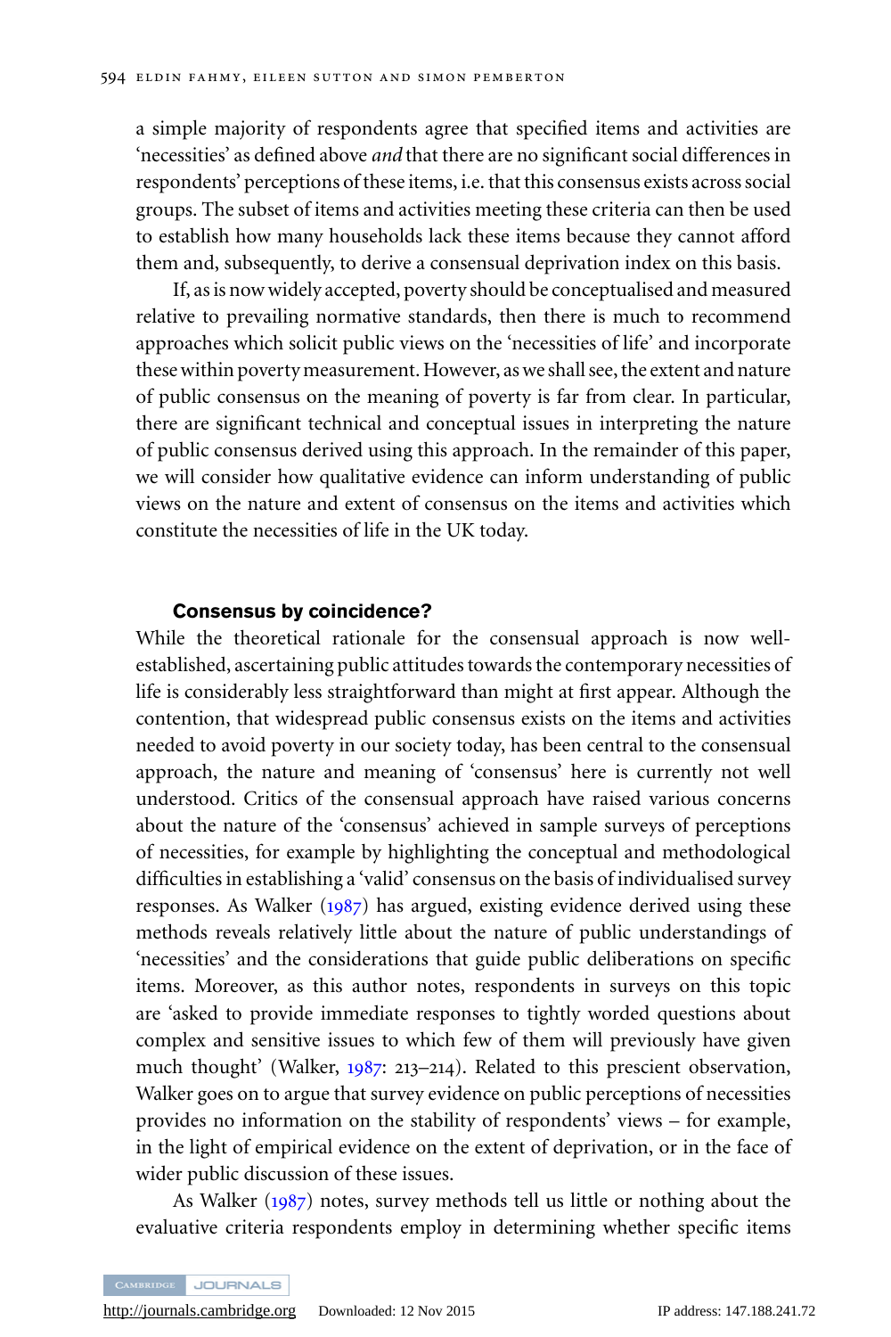a simple majority of respondents agree that specified items and activities are 'necessities' as defined above *and* that there are no significant social differences in respondents' perceptions of these items, i.e. that this consensus exists across social groups. The subset of items and activities meeting these criteria can then be used to establish how many households lack these items because they cannot afford them and, subsequently, to derive a consensual deprivation index on this basis.

If, as is now widely accepted, poverty should be conceptualised and measured relative to prevailing normative standards, then there is much to recommend approaches which solicit public views on the 'necessities of life' and incorporate these within poverty measurement. However, as we shall see, the extent and nature of public consensus on the meaning of poverty is far from clear. In particular, there are significant technical and conceptual issues in interpreting the nature of public consensus derived using this approach. In the remainder of this paper, we will consider how qualitative evidence can inform understanding of public views on the nature and extent of consensus on the items and activities which constitute the necessities of life in the UK today.

## Consensus by coincidence?

While the theoretical rationale for the consensual approach is now well-established, ascertaining public attitudes towards the contemporary necessities of life is considerably less straightforward than might at first appear. Although the contention, that widespread public consensus exists on the items and activities needed to avoid poverty in our society today, has been central to the consensual approach, the nature and meaning of 'consensus' here is currently not well understood. Critics of the consensual approach have raised various concerns about the nature of the 'consensus' achieved in sample surveys of perceptions of necessities, for example by highlighting the conceptual and methodological difficulties in establishing a 'valid' consensus on the basis of individualised survey responses. As Walker (1987) has argued, existing evidence derived using these methods reveals relatively little about the nature of public understandings of 'necessities' and the considerations that guide public deliberations on specific items. Moreover, as this author notes, respondents in surveys on this topic are 'asked to provide immediate responses to tightly worded questions about complex and sensitive issues to which few of them will previously have given much thought' (Walker, 1987: 213–214). Related to this prescient observation, Walker goes on to argue that survey evidence on public perceptions of necessities provides no information on the stability of respondents' views – for example, in the light of empirical evidence on the extent of deprivation, or in the face of wider public discussion of these issues.

As Walker (1987) notes, survey methods tell us little or nothing about the evaluative criteria respondents employ in determining whether specific items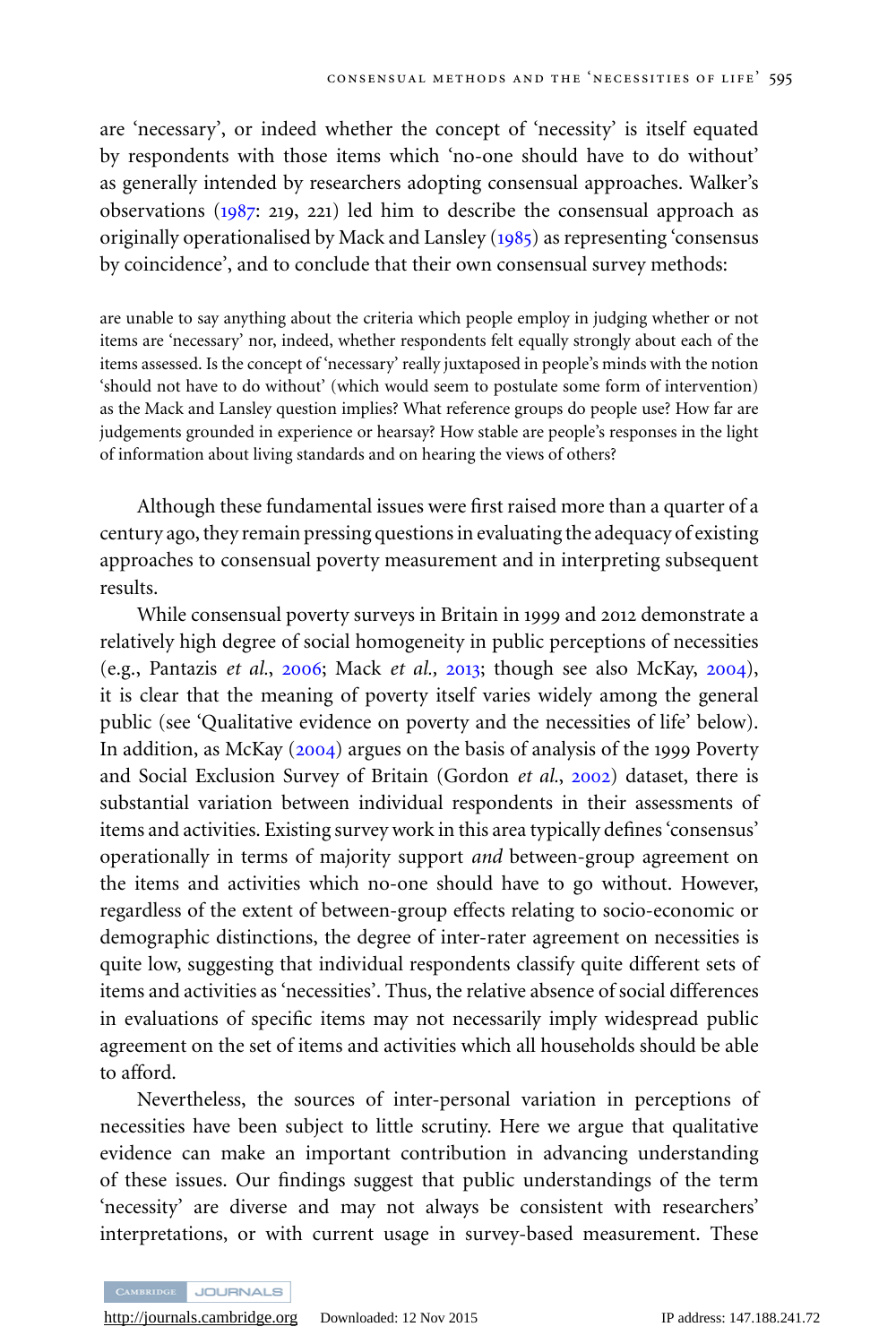are 'necessary', or indeed whether the concept of 'necessity' is itself equated by respondents with those items which 'no-one should have to do without' as generally intended by researchers adopting consensual approaches. Walker's observations (1987: 219, 221) led him to describe the consensual approach as originally operationalised by Mack and Lansley (1985) as representing 'consensus by coincidence', and to conclude that their own consensual survey methods:

> are unable to say anything about the criteria which people employ in judging whether or not items are 'necessary' nor, indeed, whether respondents felt equally strongly about each of the items assessed. Is the concept of 'necessary' really juxtaposed in people's minds with the notion 'should not have to do without' (which would seem to postulate some form of intervention) as the Mack and Lansley question implies? What reference groups do people use? How far are judgements grounded in experience or hearsay? How stable are people's responses in the light of information about living standards and on hearing the views of others?

Although these fundamental issues were first raised more than a quarter of a century ago, they remain pressing questions in evaluating the adequacy of existing approaches to consensual poverty measurement and in interpreting subsequent results.

While consensual poverty surveys in Britain in 1999 and 2012 demonstrate a relatively high degree of social homogeneity in public perceptions of necessities (e.g., Pantazis *et al.*, 2006; Mack *et al.,* 2013; though see also McKay, 2004), it is clear that the meaning of poverty itself varies widely among the general public (see 'Qualitative evidence on poverty and the necessities of life' below). In addition, as McKay (2004) argues on the basis of analysis of the 1999 Poverty and Social Exclusion Survey of Britain (Gordon *et al.*, 2002) dataset, there is substantial variation between individual respondents in their assessments of items and activities. Existing survey work in this area typically defines 'consensus' operationally in terms of majority support *and* between-group agreement on the items and activities which no-one should have to go without. However, regardless of the extent of between-group effects relating to socio-economic or demographic distinctions, the degree of inter-rater agreement on necessities is quite low, suggesting that individual respondents classify quite different sets of items and activities as 'necessities'. Thus, the relative absence of social differences in evaluations of specific items may not necessarily imply widespread public agreement on the set of items and activities which all households should be able to afford.

Nevertheless, the sources of inter-personal variation in perceptions of necessities have been subject to little scrutiny. Here we argue that qualitative evidence can make an important contribution in advancing understanding of these issues. Our findings suggest that public understandings of the term 'necessity' are diverse and may not always be consistent with researchers' interpretations, or with current usage in survey-based measurement. These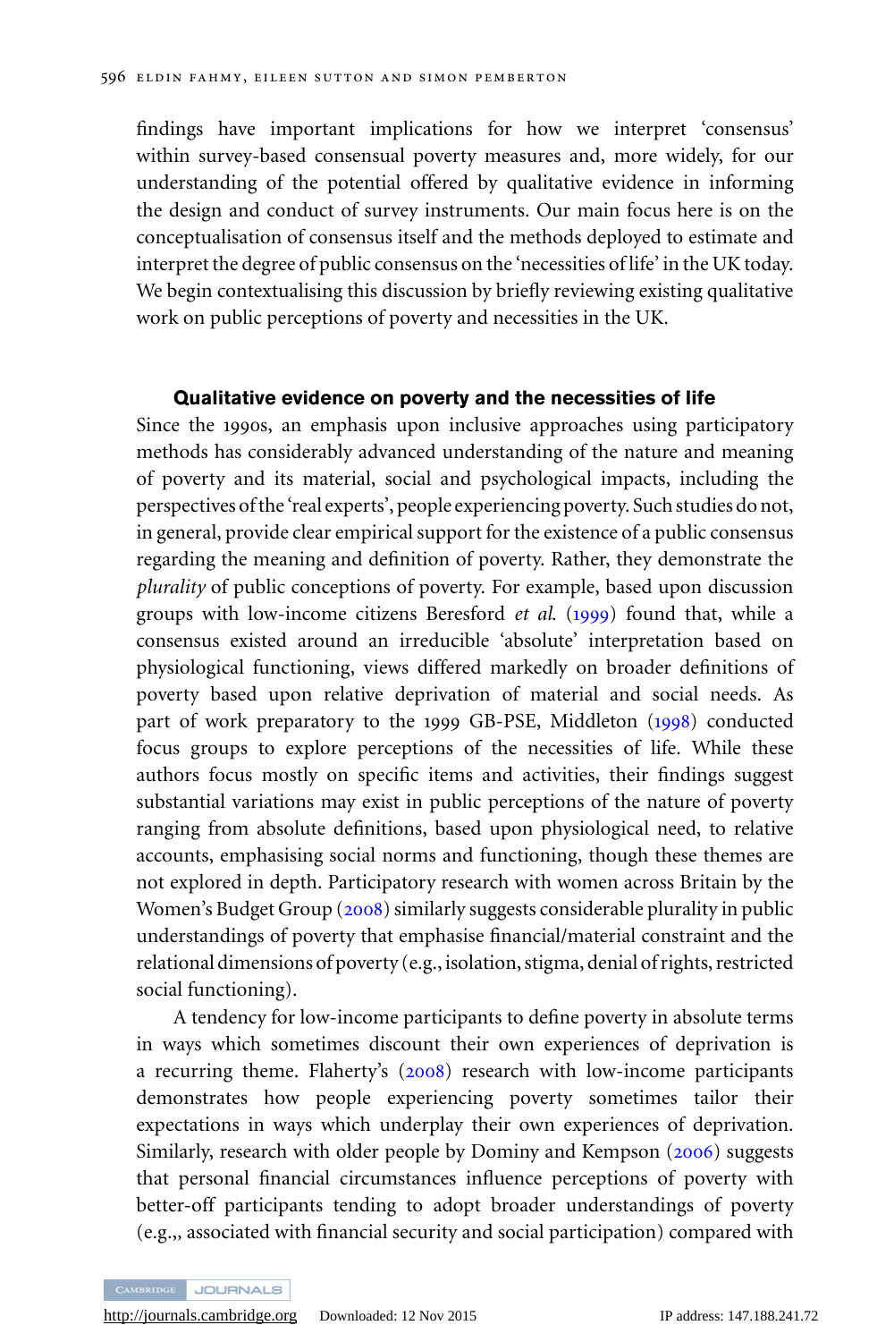findings have important implications for how we interpret 'consensus' within survey-based consensual poverty measures and, more widely, for our understanding of the potential offered by qualitative evidence in informing the design and conduct of survey instruments. Our main focus here is on the conceptualisation of consensus itself and the methods deployed to estimate and interpret the degree of public consensus on the 'necessities of life' in the UK today. We begin contextualising this discussion by briefly reviewing existing qualitative work on public perceptions of poverty and necessities in the UK.

## Qualitative evidence on poverty and the necessities of life

Since the 1990s, an emphasis upon inclusive approaches using participatory methods has considerably advanced understanding of the nature and meaning of poverty and its material, social and psychological impacts, including the perspectives of the 'real experts', people experiencing poverty. Such studies do not, in general, provide clear empirical support for the existence of a public consensus regarding the meaning and definition of poverty. Rather, they demonstrate the *plurality* of public conceptions of poverty. For example, based upon discussion groups with low-income citizens Beresford *et al.* (1999) found that, while a consensus existed around an irreducible 'absolute' interpretation based on physiological functioning, views differed markedly on broader definitions of poverty based upon relative deprivation of material and social needs. As part of work preparatory to the 1999 GB-PSE, Middleton (1998) conducted focus groups to explore perceptions of the necessities of life. While these authors focus mostly on specific items and activities, their findings suggest substantial variations may exist in public perceptions of the nature of poverty ranging from absolute definitions, based upon physiological need, to relative accounts, emphasising social norms and functioning, though these themes are not explored in depth. Participatory research with women across Britain by the Women's Budget Group (2008) similarly suggests considerable plurality in public understandings of poverty that emphasise financial/material constraint and the relational dimensions of poverty (e.g., isolation, stigma, denial of rights, restricted social functioning).

A tendency for low-income participants to define poverty in absolute terms in ways which sometimes discount their own experiences of deprivation is a recurring theme. Flaherty's (2008) research with low-income participants demonstrates how people experiencing poverty sometimes tailor their expectations in ways which underplay their own experiences of deprivation. Similarly, research with older people by Dominy and Kempson (2006) suggests that personal financial circumstances influence perceptions of poverty with better-off participants tending to adopt broader understandings of poverty (e.g.,, associated with financial security and social participation) compared with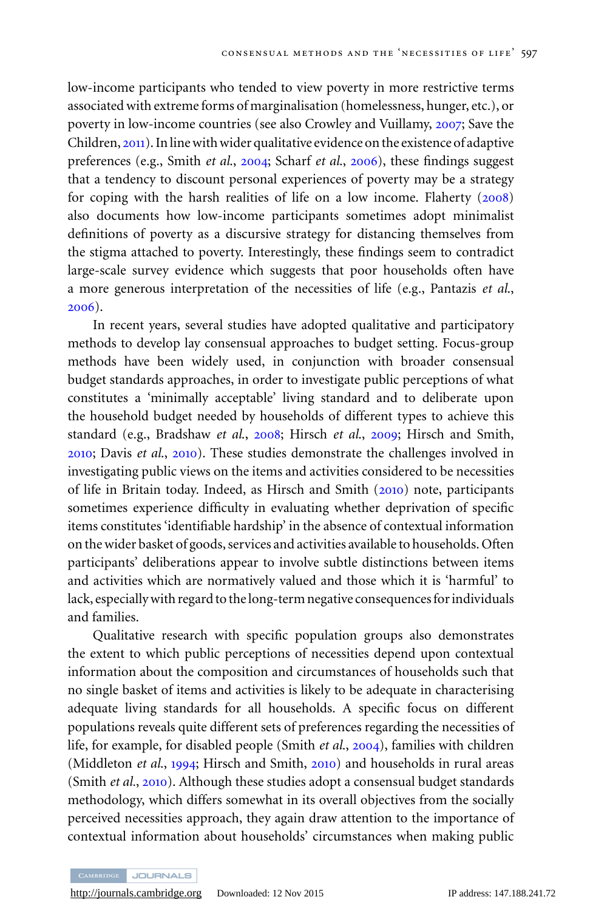low-income participants who tended to view poverty in more restrictive terms associated with extreme forms of marginalisation (homelessness, hunger, etc.), or poverty in low-income countries (see also Crowley and Vuillamy, 2007; Save the Children, 2011). In line with wider qualitative evidence on the existence of adaptive preferences (e.g., Smith *et al.*, 2004; Scharf *et al.*, 2006), these findings suggest that a tendency to discount personal experiences of poverty may be a strategy for coping with the harsh realities of life on a low income. Flaherty (2008) also documents how low-income participants sometimes adopt minimalist definitions of poverty as a discursive strategy for distancing themselves from the stigma attached to poverty. Interestingly, these findings seem to contradict large-scale survey evidence which suggests that poor households often have a more generous interpretation of the necessities of life (e.g., Pantazis *et al.*, 2006).

In recent years, several studies have adopted qualitative and participatory methods to develop lay consensual approaches to budget setting. Focus-group methods have been widely used, in conjunction with broader consensual budget standards approaches, in order to investigate public perceptions of what constitutes a 'minimally acceptable' living standard and to deliberate upon the household budget needed by households of different types to achieve this standard (e.g., Bradshaw *et al.*, 2008; Hirsch *et al.*, 2009; Hirsch and Smith, 2010; Davis *et al.*, 2010). These studies demonstrate the challenges involved in investigating public views on the items and activities considered to be necessities of life in Britain today. Indeed, as Hirsch and Smith (2010) note, participants sometimes experience difficulty in evaluating whether deprivation of specific items constitutes 'identifiable hardship' in the absence of contextual information on the wider basket of goods, services and activities available to households. Often participants' deliberations appear to involve subtle distinctions between items and activities which are normatively valued and those which it is 'harmful' to lack, especially with regard to the long-term negative consequences for individuals and families.

Qualitative research with specific population groups also demonstrates the extent to which public perceptions of necessities depend upon contextual information about the composition and circumstances of households such that no single basket of items and activities is likely to be adequate in characterising adequate living standards for all households. A specific focus on different populations reveals quite different sets of preferences regarding the necessities of life, for example, for disabled people (Smith *et al.*, 2004), families with children (Middleton *et al.*, 1994; Hirsch and Smith, 2010) and households in rural areas (Smith *et al.*, 2010). Although these studies adopt a consensual budget standards methodology, which differs somewhat in its overall objectives from the socially perceived necessities approach, they again draw attention to the importance of contextual information about households' circumstances when making public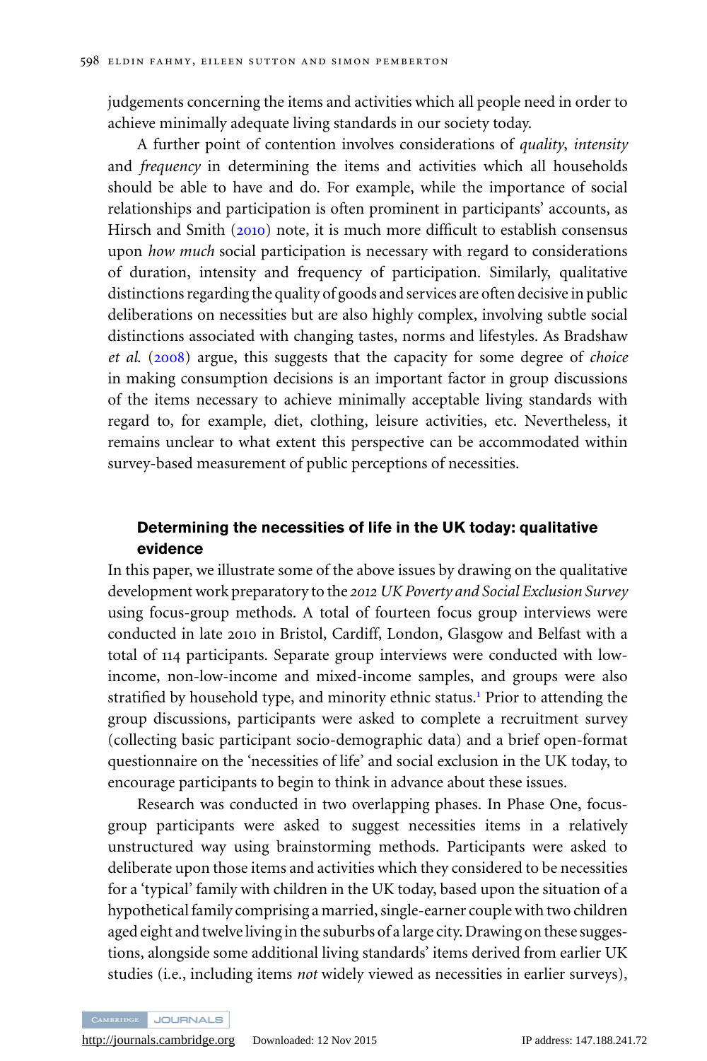judgements concerning the items and activities which all people need in order to achieve minimally adequate living standards in our society today.

A further point of contention involves considerations of *quality*, *intensity* and *frequency* in determining the items and activities which all households should be able to have and do. For example, while the importance of social relationships and participation is often prominent in participants' accounts, as Hirsch and Smith (2010) note, it is much more difficult to establish consensus upon *how much* social participation is necessary with regard to considerations of duration, intensity and frequency of participation. Similarly, qualitative distinctions regarding the quality of goods and services are often decisive in public deliberations on necessities but are also highly complex, involving subtle social distinctions associated with changing tastes, norms and lifestyles. As Bradshaw *et al.* (2008) argue, this suggests that the capacity for some degree of *choice* in making consumption decisions is an important factor in group discussions of the items necessary to achieve minimally acceptable living standards with regard to, for example, diet, clothing, leisure activities, etc. Nevertheless, it remains unclear to what extent this perspective can be accommodated within survey-based measurement of public perceptions of necessities.

## Determining the necessities of life in the UK today: qualitative evidence

In this paper, we illustrate some of the above issues by drawing on the qualitative development work preparatory to the *2012 UK Poverty and Social Exclusion Survey* using focus-group methods. A total of fourteen focus group interviews were conducted in late 2010 in Bristol, Cardiff, London, Glasgow and Belfast with a total of 114 participants. Separate group interviews were conducted with low-income, non-low-income and mixed-income samples, and groups were also stratified by household type, and minority ethnic status.[1] Prior to attending the group discussions, participants were asked to complete a recruitment survey (collecting basic participant socio-demographic data) and a brief open-format questionnaire on the 'necessities of life' and social exclusion in the UK today, to encourage participants to begin to think in advance about these issues.

Research was conducted in two overlapping phases. In Phase One, focus-group participants were asked to suggest necessities items in a relatively unstructured way using brainstorming methods. Participants were asked to deliberate upon those items and activities which they considered to be necessities for a 'typical' family with children in the UK today, based upon the situation of a hypothetical family comprising a married, single-earner couple with two children aged eight and twelve living in the suburbs of a large city. Drawing on these suggestions, alongside some additional living standards' items derived from earlier UK studies (i.e., including items *not* widely viewed as necessities in earlier surveys),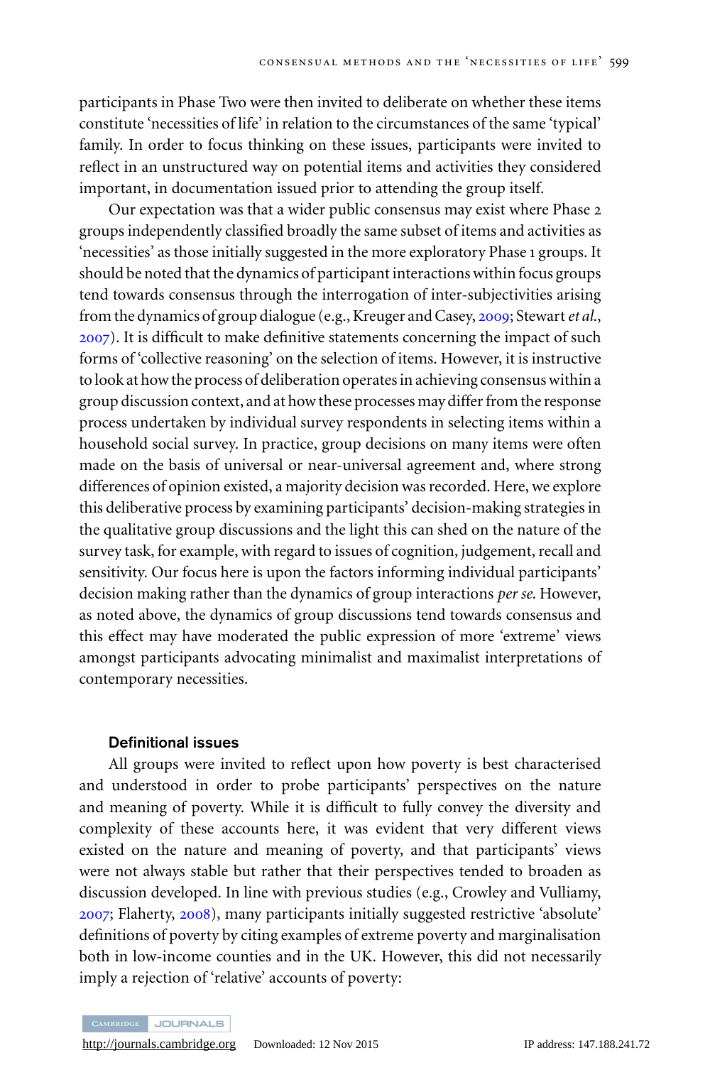participants in Phase Two were then invited to deliberate on whether these items constitute 'necessities of life' in relation to the circumstances of the same 'typical' family. In order to focus thinking on these issues, participants were invited to reflect in an unstructured way on potential items and activities they considered important, in documentation issued prior to attending the group itself.

Our expectation was that a wider public consensus may exist where Phase 2 groups independently classified broadly the same subset of items and activities as 'necessities' as those initially suggested in the more exploratory Phase 1 groups. It should be noted that the dynamics of participant interactions within focus groups tend towards consensus through the interrogation of inter-subjectivities arising from the dynamics of group dialogue (e.g., Kreuger and Casey, 2009; Stewart *et al.*, 2007). It is difficult to make definitive statements concerning the impact of such forms of 'collective reasoning' on the selection of items. However, it is instructive to look at how the process of deliberation operates in achieving consensus within a group discussion context, and at how these processes may differ from the response process undertaken by individual survey respondents in selecting items within a household social survey. In practice, group decisions on many items were often made on the basis of universal or near-universal agreement and, where strong differences of opinion existed, a majority decision was recorded. Here, we explore this deliberative process by examining participants' decision-making strategies in the qualitative group discussions and the light this can shed on the nature of the survey task, for example, with regard to issues of cognition, judgement, recall and sensitivity. Our focus here is upon the factors informing individual participants' decision making rather than the dynamics of group interactions *per se*. However, as noted above, the dynamics of group discussions tend towards consensus and this effect may have moderated the public expression of more 'extreme' views amongst participants advocating minimalist and maximalist interpretations of contemporary necessities.

### Definitional issues

All groups were invited to reflect upon how poverty is best characterised and understood in order to probe participants' perspectives on the nature and meaning of poverty. While it is difficult to fully convey the diversity and complexity of these accounts here, it was evident that very different views existed on the nature and meaning of poverty, and that participants' views were not always stable but rather that their perspectives tended to broaden as discussion developed. In line with previous studies (e.g., Crowley and Vulliamy, 2007; Flaherty, 2008), many participants initially suggested restrictive 'absolute' definitions of poverty by citing examples of extreme poverty and marginalisation both in low-income counties and in the UK. However, this did not necessarily imply a rejection of 'relative' accounts of poverty: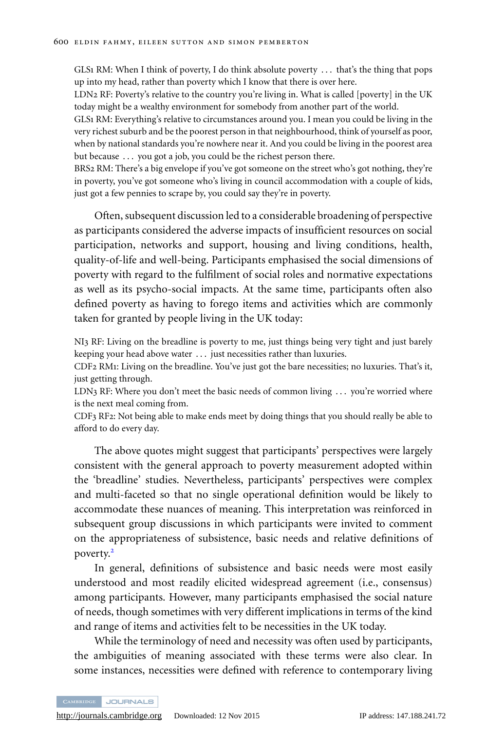GLS1 RM: When I think of poverty, I do think absolute poverty . . . that's the thing that pops up into my head, rather than poverty which I know that there is over here.

LDN2 RF: Poverty's relative to the country you're living in. What is called [poverty] in the UK today might be a wealthy environment for somebody from another part of the world.

GLS1 RM: Everything's relative to circumstances around you. I mean you could be living in the very richest suburb and be the poorest person in that neighbourhood, think of yourself as poor, when by national standards you're nowhere near it. And you could be living in the poorest area but because . . . you got a job, you could be the richest person there.

BRS2 RM: There's a big envelope if you've got someone on the street who's got nothing, they're in poverty, you've got someone who's living in council accommodation with a couple of kids, just got a few pennies to scrape by, you could say they're in poverty.

Often, subsequent discussion led to a considerable broadening of perspective as participants considered the adverse impacts of insufficient resources on social participation, networks and support, housing and living conditions, health, quality-of-life and well-being. Participants emphasised the social dimensions of poverty with regard to the fulfilment of social roles and normative expectations as well as its psycho-social impacts. At the same time, participants often also defined poverty as having to forego items and activities which are commonly taken for granted by people living in the UK today:

NI3 RF: Living on the breadline is poverty to me, just things being very tight and just barely keeping your head above water . . . just necessities rather than luxuries.

CDF2 RM1: Living on the breadline. You've just got the bare necessities; no luxuries. That's it, just getting through.

LDN3 RF: Where you don't meet the basic needs of common living . . . you're worried where is the next meal coming from.

CDF3 RF2: Not being able to make ends meet by doing things that you should really be able to afford to do every day.

The above quotes might suggest that participants' perspectives were largely consistent with the general approach to poverty measurement adopted within the 'breadline' studies. Nevertheless, participants' perspectives were complex and multi-faceted so that no single operational definition would be likely to accommodate these nuances of meaning. This interpretation was reinforced in subsequent group discussions in which participants were invited to comment on the appropriateness of subsistence, basic needs and relative definitions of poverty.[2]

In general, definitions of subsistence and basic needs were most easily understood and most readily elicited widespread agreement (i.e., consensus) among participants. However, many participants emphasised the social nature of needs, though sometimes with very different implications in terms of the kind and range of items and activities felt to be necessities in the UK today.

While the terminology of need and necessity was often used by participants, the ambiguities of meaning associated with these terms were also clear. In some instances, necessities were defined with reference to contemporary living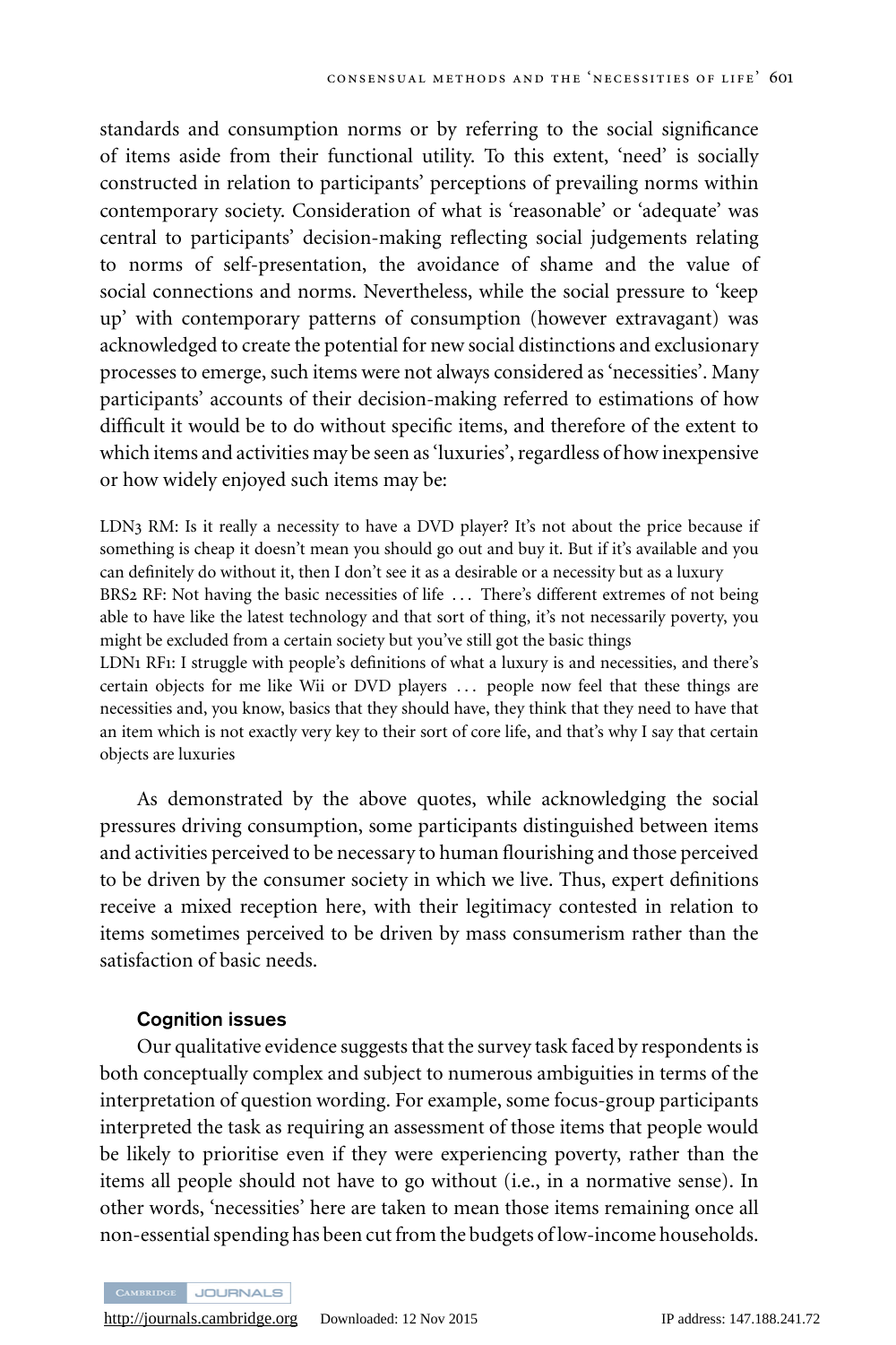standards and consumption norms or by referring to the social significance of items aside from their functional utility. To this extent, 'need' is socially constructed in relation to participants' perceptions of prevailing norms within contemporary society. Consideration of what is 'reasonable' or 'adequate' was central to participants' decision-making reflecting social judgements relating to norms of self-presentation, the avoidance of shame and the value of social connections and norms. Nevertheless, while the social pressure to 'keep up' with contemporary patterns of consumption (however extravagant) was acknowledged to create the potential for new social distinctions and exclusionary processes to emerge, such items were not always considered as 'necessities'. Many participants' accounts of their decision-making referred to estimations of how difficult it would be to do without specific items, and therefore of the extent to which items and activities may be seen as 'luxuries', regardless of how inexpensive or how widely enjoyed such items may be:

LDN3 RM: Is it really a necessity to have a DVD player? It's not about the price because if something is cheap it doesn't mean you should go out and buy it. But if it's available and you can definitely do without it, then I don't see it as a desirable or a necessity but as a luxury

BRS2 RF: Not having the basic necessities of life ... There's different extremes of not being able to have like the latest technology and that sort of thing, it's not necessarily poverty, you might be excluded from a certain society but you've still got the basic things

LDN1 RF1: I struggle with people's definitions of what a luxury is and necessities, and there's certain objects for me like Wii or DVD players ... people now feel that these things are necessities and, you know, basics that they should have, they think that they need to have that an item which is not exactly very key to their sort of core life, and that's why I say that certain objects are luxuries

As demonstrated by the above quotes, while acknowledging the social pressures driving consumption, some participants distinguished between items and activities perceived to be necessary to human flourishing and those perceived to be driven by the consumer society in which we live. Thus, expert definitions receive a mixed reception here, with their legitimacy contested in relation to items sometimes perceived to be driven by mass consumerism rather than the satisfaction of basic needs.

### Cognition issues

Our qualitative evidence suggests that the survey task faced by respondents is both conceptually complex and subject to numerous ambiguities in terms of the interpretation of question wording. For example, some focus-group participants interpreted the task as requiring an assessment of those items that people would be likely to prioritise even if they were experiencing poverty, rather than the items all people should not have to go without (i.e., in a normative sense). In other words, 'necessities' here are taken to mean those items remaining once all non-essential spending has been cut from the budgets of low-income households.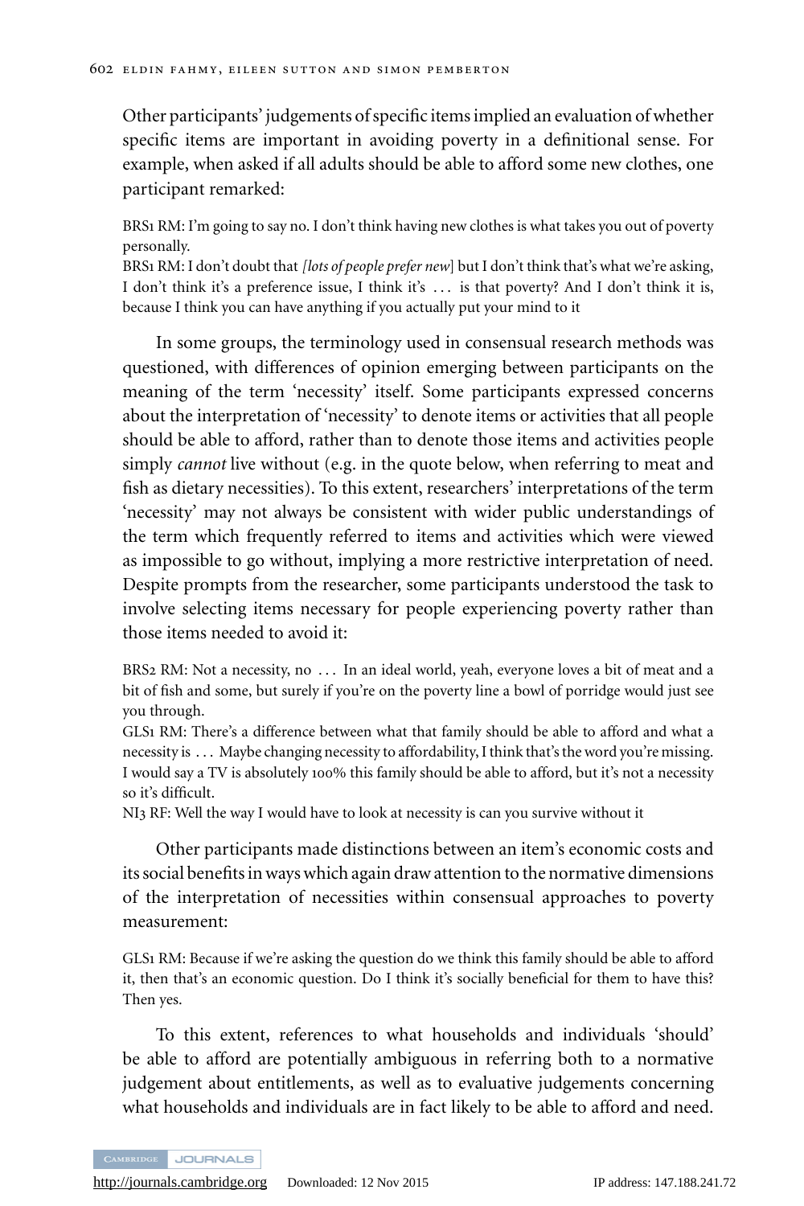Other participants' judgements of specific items implied an evaluation of whether specific items are important in avoiding poverty in a definitional sense. For example, when asked if all adults should be able to afford some new clothes, one participant remarked:

BRS1 RM: I'm going to say no. I don't think having new clothes is what takes you out of poverty personally.
BRS1 RM: I don't doubt that *[lots of people prefer new*] but I don't think that's what we're asking, I don't think it's a preference issue, I think it's ... is that poverty? And I don't think it is, because I think you can have anything if you actually put your mind to it

In some groups, the terminology used in consensual research methods was questioned, with differences of opinion emerging between participants on the meaning of the term 'necessity' itself. Some participants expressed concerns about the interpretation of 'necessity' to denote items or activities that all people should be able to afford, rather than to denote those items and activities people simply *cannot* live without (e.g. in the quote below, when referring to meat and fish as dietary necessities). To this extent, researchers' interpretations of the term 'necessity' may not always be consistent with wider public understandings of the term which frequently referred to items and activities which were viewed as impossible to go without, implying a more restrictive interpretation of need. Despite prompts from the researcher, some participants understood the task to involve selecting items necessary for people experiencing poverty rather than those items needed to avoid it:

BRS2 RM: Not a necessity, no ... In an ideal world, yeah, everyone loves a bit of meat and a bit of fish and some, but surely if you're on the poverty line a bowl of porridge would just see you through.
GLS1 RM: There's a difference between what that family should be able to afford and what a necessity is ... Maybe changing necessity to affordability, I think that's the word you're missing. I would say a TV is absolutely 100% this family should be able to afford, but it's not a necessity so it's difficult.
NI3 RF: Well the way I would have to look at necessity is can you survive without it

Other participants made distinctions between an item's economic costs and its social benefits in ways which again draw attention to the normative dimensions of the interpretation of necessities within consensual approaches to poverty measurement:

GLS1 RM: Because if we're asking the question do we think this family should be able to afford it, then that's an economic question. Do I think it's socially beneficial for them to have this? Then yes.

To this extent, references to what households and individuals 'should' be able to afford are potentially ambiguous in referring both to a normative judgement about entitlements, as well as to evaluative judgements concerning what households and individuals are in fact likely to be able to afford and need.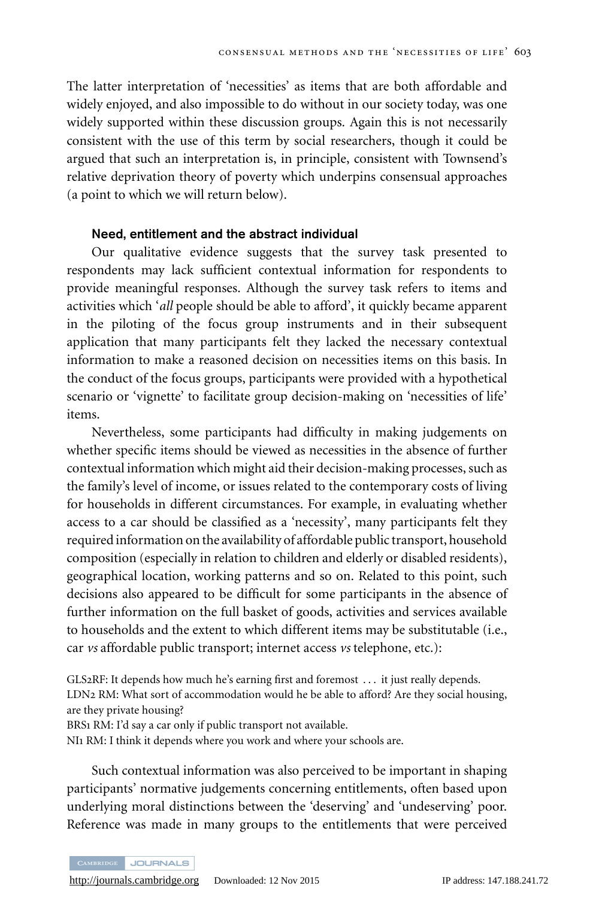The latter interpretation of 'necessities' as items that are both affordable and widely enjoyed, and also impossible to do without in our society today, was one widely supported within these discussion groups. Again this is not necessarily consistent with the use of this term by social researchers, though it could be argued that such an interpretation is, in principle, consistent with Townsend's relative deprivation theory of poverty which underpins consensual approaches (a point to which we will return below).

### Need, entitlement and the abstract individual

Our qualitative evidence suggests that the survey task presented to respondents may lack sufficient contextual information for respondents to provide meaningful responses. Although the survey task refers to items and activities which '*all* people should be able to afford', it quickly became apparent in the piloting of the focus group instruments and in their subsequent application that many participants felt they lacked the necessary contextual information to make a reasoned decision on necessities items on this basis. In the conduct of the focus groups, participants were provided with a hypothetical scenario or 'vignette' to facilitate group decision-making on 'necessities of life' items.

Nevertheless, some participants had difficulty in making judgements on whether specific items should be viewed as necessities in the absence of further contextual information which might aid their decision-making processes, such as the family's level of income, or issues related to the contemporary costs of living for households in different circumstances. For example, in evaluating whether access to a car should be classified as a 'necessity', many participants felt they required information on the availability of affordable public transport, household composition (especially in relation to children and elderly or disabled residents), geographical location, working patterns and so on. Related to this point, such decisions also appeared to be difficult for some participants in the absence of further information on the full basket of goods, activities and services available to households and the extent to which different items may be substitutable (i.e., car *vs* affordable public transport; internet access *vs* telephone, etc.):

GLS2RF: It depends how much he's earning first and foremost ... it just really depends.
LDN2 RM: What sort of accommodation would he be able to afford? Are they social housing, are they private housing?
BRS1 RM: I'd say a car only if public transport not available.
NI1 RM: I think it depends where you work and where your schools are.

Such contextual information was also perceived to be important in shaping participants' normative judgements concerning entitlements, often based upon underlying moral distinctions between the 'deserving' and 'undeserving' poor. Reference was made in many groups to the entitlements that were perceived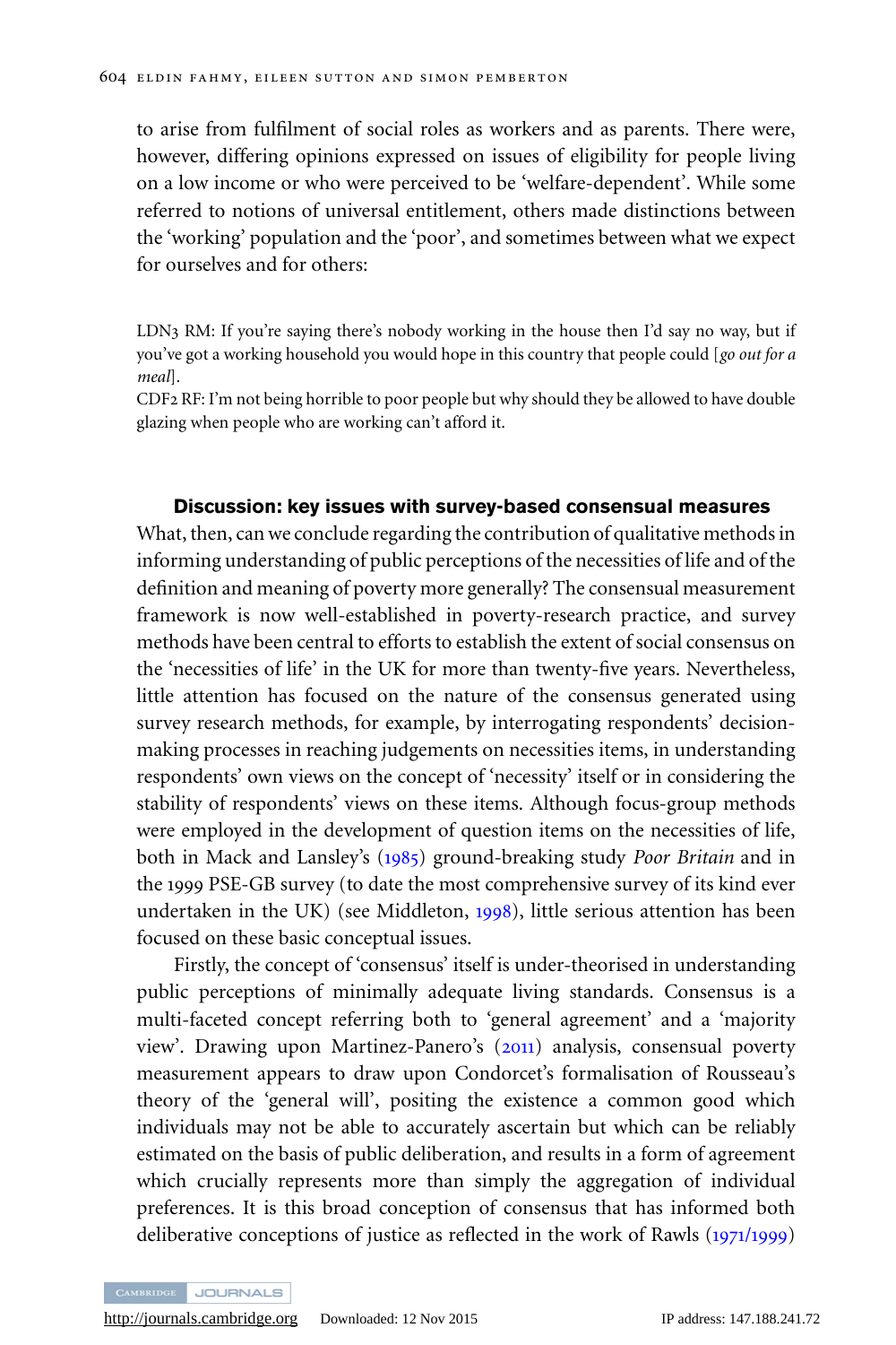to arise from fulfilment of social roles as workers and as parents. There were, however, differing opinions expressed on issues of eligibility for people living on a low income or who were perceived to be 'welfare-dependent'. While some referred to notions of universal entitlement, others made distinctions between the 'working' population and the 'poor', and sometimes between what we expect for ourselves and for others:

> LDN3 RM: If you're saying there's nobody working in the house then I'd say no way, but if you've got a working household you would hope in this country that people could [*go out for a meal*].
>
> CDF2 RF: I'm not being horrible to poor people but why should they be allowed to have double glazing when people who are working can't afford it.

## Discussion: key issues with survey-based consensual measures

What, then, can we conclude regarding the contribution of qualitative methods in informing understanding of public perceptions of the necessities of life and of the definition and meaning of poverty more generally? The consensual measurement framework is now well-established in poverty-research practice, and survey methods have been central to efforts to establish the extent of social consensus on the 'necessities of life' in the UK for more than twenty-five years. Nevertheless, little attention has focused on the nature of the consensus generated using survey research methods, for example, by interrogating respondents' decision-making processes in reaching judgements on necessities items, in understanding respondents' own views on the concept of 'necessity' itself or in considering the stability of respondents' views on these items. Although focus-group methods were employed in the development of question items on the necessities of life, both in Mack and Lansley's (1985) ground-breaking study *Poor Britain* and in the 1999 PSE-GB survey (to date the most comprehensive survey of its kind ever undertaken in the UK) (see Middleton, 1998), little serious attention has been focused on these basic conceptual issues.

Firstly, the concept of 'consensus' itself is under-theorised in understanding public perceptions of minimally adequate living standards. Consensus is a multi-faceted concept referring both to 'general agreement' and a 'majority view'. Drawing upon Martinez-Panero's (2011) analysis, consensual poverty measurement appears to draw upon Condorcet's formalisation of Rousseau's theory of the 'general will', positing the existence a common good which individuals may not be able to accurately ascertain but which can be reliably estimated on the basis of public deliberation, and results in a form of agreement which crucially represents more than simply the aggregation of individual preferences. It is this broad conception of consensus that has informed both deliberative conceptions of justice as reflected in the work of Rawls (1971/1999)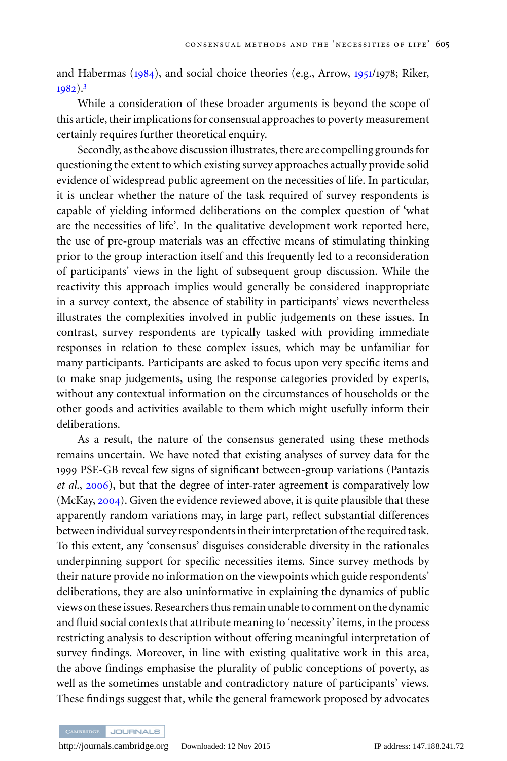and Habermas (1984), and social choice theories (e.g., Arrow, 1951/1978; Riker, 1982).[3]

While a consideration of these broader arguments is beyond the scope of this article, their implications for consensual approaches to poverty measurement certainly requires further theoretical enquiry.

Secondly, as the above discussion illustrates, there are compelling grounds for questioning the extent to which existing survey approaches actually provide solid evidence of widespread public agreement on the necessities of life. In particular, it is unclear whether the nature of the task required of survey respondents is capable of yielding informed deliberations on the complex question of 'what are the necessities of life'. In the qualitative development work reported here, the use of pre-group materials was an effective means of stimulating thinking prior to the group interaction itself and this frequently led to a reconsideration of participants' views in the light of subsequent group discussion. While the reactivity this approach implies would generally be considered inappropriate in a survey context, the absence of stability in participants' views nevertheless illustrates the complexities involved in public judgements on these issues. In contrast, survey respondents are typically tasked with providing immediate responses in relation to these complex issues, which may be unfamiliar for many participants. Participants are asked to focus upon very specific items and to make snap judgements, using the response categories provided by experts, without any contextual information on the circumstances of households or the other goods and activities available to them which might usefully inform their deliberations.

As a result, the nature of the consensus generated using these methods remains uncertain. We have noted that existing analyses of survey data for the 1999 PSE-GB reveal few signs of significant between-group variations (Pantazis *et al.*, 2006), but that the degree of inter-rater agreement is comparatively low (McKay, 2004). Given the evidence reviewed above, it is quite plausible that these apparently random variations may, in large part, reflect substantial differences between individual survey respondents in their interpretation of the required task. To this extent, any 'consensus' disguises considerable diversity in the rationales underpinning support for specific necessities items. Since survey methods by their nature provide no information on the viewpoints which guide respondents' deliberations, they are also uninformative in explaining the dynamics of public views on these issues. Researchers thus remain unable to comment on the dynamic and fluid social contexts that attribute meaning to 'necessity' items, in the process restricting analysis to description without offering meaningful interpretation of survey findings. Moreover, in line with existing qualitative work in this area, the above findings emphasise the plurality of public conceptions of poverty, as well as the sometimes unstable and contradictory nature of participants' views. These findings suggest that, while the general framework proposed by advocates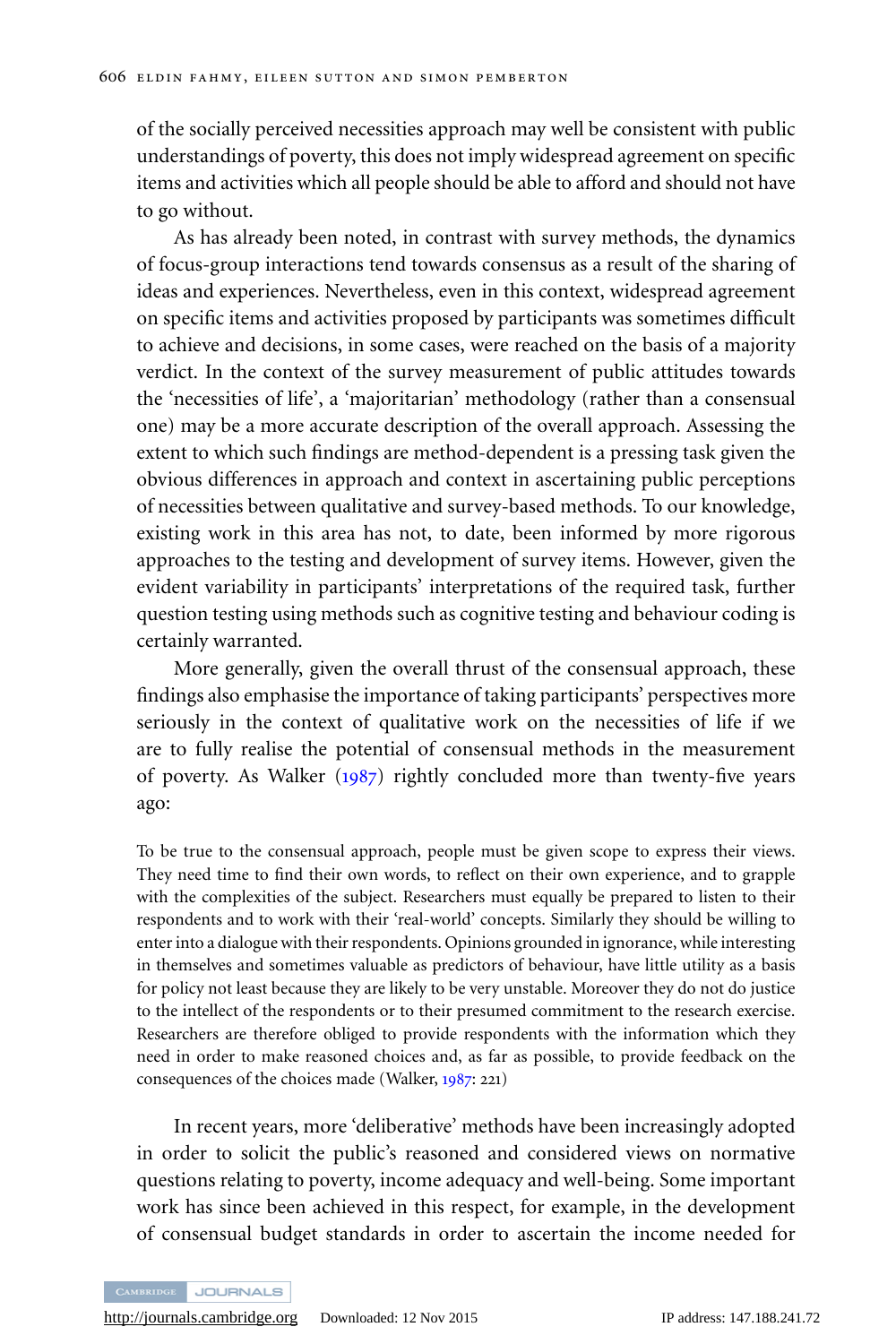of the socially perceived necessities approach may well be consistent with public understandings of poverty, this does not imply widespread agreement on specific items and activities which all people should be able to afford and should not have to go without.

As has already been noted, in contrast with survey methods, the dynamics of focus-group interactions tend towards consensus as a result of the sharing of ideas and experiences. Nevertheless, even in this context, widespread agreement on specific items and activities proposed by participants was sometimes difficult to achieve and decisions, in some cases, were reached on the basis of a majority verdict. In the context of the survey measurement of public attitudes towards the 'necessities of life', a 'majoritarian' methodology (rather than a consensual one) may be a more accurate description of the overall approach. Assessing the extent to which such findings are method-dependent is a pressing task given the obvious differences in approach and context in ascertaining public perceptions of necessities between qualitative and survey-based methods. To our knowledge, existing work in this area has not, to date, been informed by more rigorous approaches to the testing and development of survey items. However, given the evident variability in participants' interpretations of the required task, further question testing using methods such as cognitive testing and behaviour coding is certainly warranted.

More generally, given the overall thrust of the consensual approach, these findings also emphasise the importance of taking participants' perspectives more seriously in the context of qualitative work on the necessities of life if we are to fully realise the potential of consensual methods in the measurement of poverty. As Walker (1987) rightly concluded more than twenty-five years ago:

> To be true to the consensual approach, people must be given scope to express their views. They need time to find their own words, to reflect on their own experience, and to grapple with the complexities of the subject. Researchers must equally be prepared to listen to their respondents and to work with their 'real-world' concepts. Similarly they should be willing to enter into a dialogue with their respondents. Opinions grounded in ignorance, while interesting in themselves and sometimes valuable as predictors of behaviour, have little utility as a basis for policy not least because they are likely to be very unstable. Moreover they do not do justice to the intellect of the respondents or to their presumed commitment to the research exercise. Researchers are therefore obliged to provide respondents with the information which they need in order to make reasoned choices and, as far as possible, to provide feedback on the consequences of the choices made (Walker, 1987: 221)

In recent years, more 'deliberative' methods have been increasingly adopted in order to solicit the public's reasoned and considered views on normative questions relating to poverty, income adequacy and well-being. Some important work has since been achieved in this respect, for example, in the development of consensual budget standards in order to ascertain the income needed for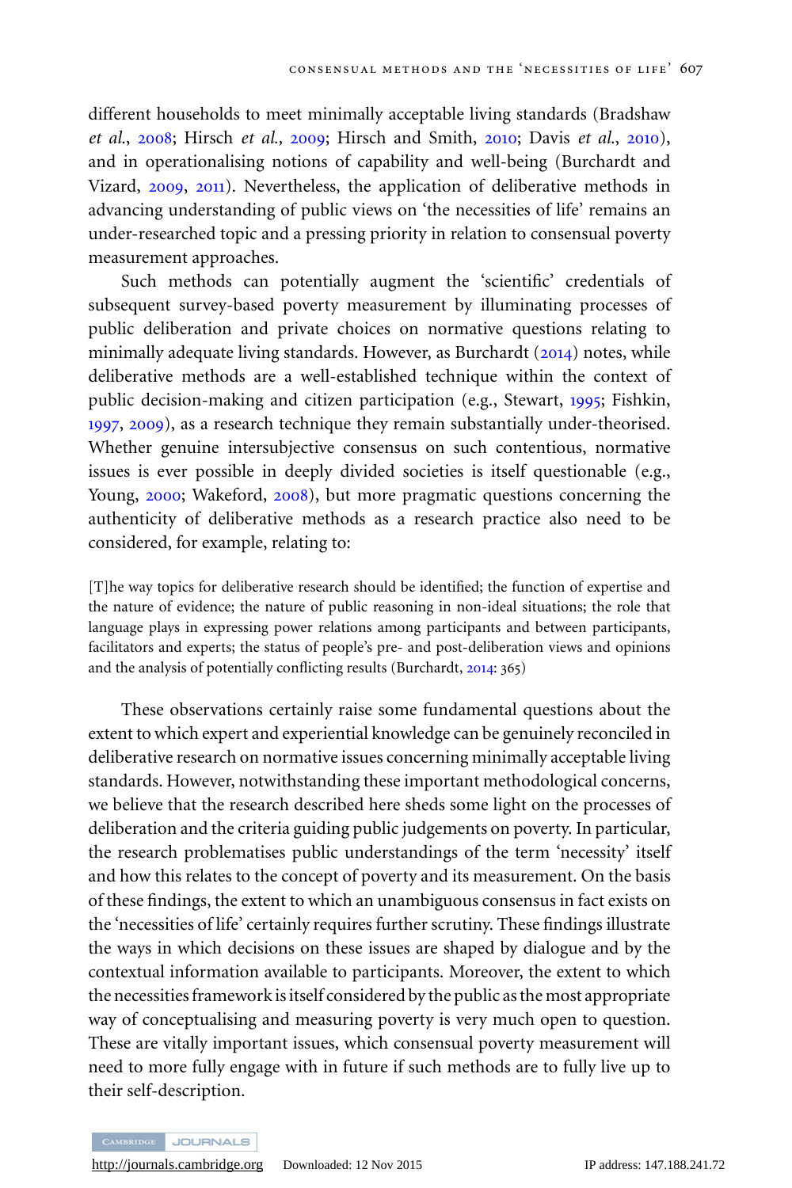different households to meet minimally acceptable living standards (Bradshaw *et al.*, 2008; Hirsch *et al.*, 2009; Hirsch and Smith, 2010; Davis *et al.*, 2010), and in operationalising notions of capability and well-being (Burchardt and Vizard, 2009, 2011). Nevertheless, the application of deliberative methods in advancing understanding of public views on 'the necessities of life' remains an under-researched topic and a pressing priority in relation to consensual poverty measurement approaches.

Such methods can potentially augment the 'scientific' credentials of subsequent survey-based poverty measurement by illuminating processes of public deliberation and private choices on normative questions relating to minimally adequate living standards. However, as Burchardt (2014) notes, while deliberative methods are a well-established technique within the context of public decision-making and citizen participation (e.g., Stewart, 1995; Fishkin, 1997, 2009), as a research technique they remain substantially under-theorised. Whether genuine intersubjective consensus on such contentious, normative issues is ever possible in deeply divided societies is itself questionable (e.g., Young, 2000; Wakeford, 2008), but more pragmatic questions concerning the authenticity of deliberative methods as a research practice also need to be considered, for example, relating to:

> [T]he way topics for deliberative research should be identified; the function of expertise and the nature of evidence; the nature of public reasoning in non-ideal situations; the role that language plays in expressing power relations among participants and between participants, facilitators and experts; the status of people's pre- and post-deliberation views and opinions and the analysis of potentially conflicting results (Burchardt, 2014: 365)

These observations certainly raise some fundamental questions about the extent to which expert and experiential knowledge can be genuinely reconciled in deliberative research on normative issues concerning minimally acceptable living standards. However, notwithstanding these important methodological concerns, we believe that the research described here sheds some light on the processes of deliberation and the criteria guiding public judgements on poverty. In particular, the research problematises public understandings of the term 'necessity' itself and how this relates to the concept of poverty and its measurement. On the basis of these findings, the extent to which an unambiguous consensus in fact exists on the 'necessities of life' certainly requires further scrutiny. These findings illustrate the ways in which decisions on these issues are shaped by dialogue and by the contextual information available to participants. Moreover, the extent to which the necessities framework is itself considered by the public as the most appropriate way of conceptualising and measuring poverty is very much open to question. These are vitally important issues, which consensual poverty measurement will need to more fully engage with in future if such methods are to fully live up to their self-description.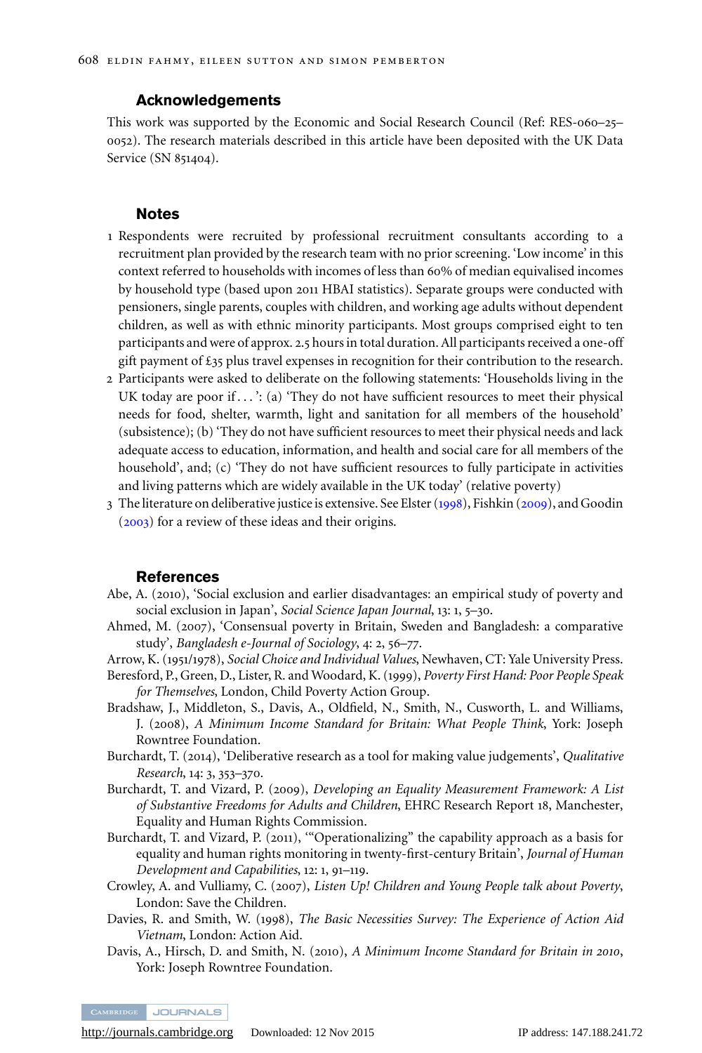## Acknowledgements

This work was supported by the Economic and Social Research Council (Ref: RES-060–25–0052). The research materials described in this article have been deposited with the UK Data Service (SN 851404).

## Notes

1. Respondents were recruited by professional recruitment consultants according to a recruitment plan provided by the research team with no prior screening. 'Low income' in this context referred to households with incomes of less than 60% of median equivalised incomes by household type (based upon 2011 HBAI statistics). Separate groups were conducted with pensioners, single parents, couples with children, and working age adults without dependent children, as well as with ethnic minority participants. Most groups comprised eight to ten participants and were of approx. 2.5 hours in total duration. All participants received a one-off gift payment of £35 plus travel expenses in recognition for their contribution to the research.
2. Participants were asked to deliberate on the following statements: 'Households living in the UK today are poor if . . . ': (a) 'They do not have sufficient resources to meet their physical needs for food, shelter, warmth, light and sanitation for all members of the household' (subsistence); (b) 'They do not have sufficient resources to meet their physical needs and lack adequate access to education, information, and health and social care for all members of the household', and; (c) 'They do not have sufficient resources to fully participate in activities and living patterns which are widely available in the UK today' (relative poverty)
3. The literature on deliberative justice is extensive. See Elster (1998), Fishkin (2009), and Goodin (2003) for a review of these ideas and their origins.

## References

Abe, A. (2010), 'Social exclusion and earlier disadvantages: an empirical study of poverty and social exclusion in Japan', *Social Science Japan Journal*, 13: 1, 5–30.

Ahmed, M. (2007), 'Consensual poverty in Britain, Sweden and Bangladesh: a comparative study', *Bangladesh e-Journal of Sociology*, 4: 2, 56–77.

Arrow, K. (1951/1978), *Social Choice and Individual Values*, Newhaven, CT: Yale University Press.

Beresford, P., Green, D., Lister, R. and Woodard, K. (1999), *Poverty First Hand: Poor People Speak for Themselves*, London, Child Poverty Action Group.

Bradshaw, J., Middleton, S., Davis, A., Oldfield, N., Smith, N., Cusworth, L. and Williams, J. (2008), *A Minimum Income Standard for Britain: What People Think*, York: Joseph Rowntree Foundation.

Burchardt, T. (2014), 'Deliberative research as a tool for making value judgements', *Qualitative Research*, 14: 3, 353–370.

Burchardt, T. and Vizard, P. (2009), *Developing an Equality Measurement Framework: A List of Substantive Freedoms for Adults and Children*, EHRC Research Report 18, Manchester, Equality and Human Rights Commission.

Burchardt, T. and Vizard, P. (2011), '"Operationalizing" the capability approach as a basis for equality and human rights monitoring in twenty-first-century Britain', *Journal of Human Development and Capabilities*, 12: 1, 91–119.

Crowley, A. and Vulliamy, C. (2007), *Listen Up! Children and Young People talk about Poverty*, London: Save the Children.

Davies, R. and Smith, W. (1998), *The Basic Necessities Survey: The Experience of Action Aid Vietnam*, London: Action Aid.

Davis, A., Hirsch, D. and Smith, N. (2010), *A Minimum Income Standard for Britain in 2010*, York: Joseph Rowntree Foundation.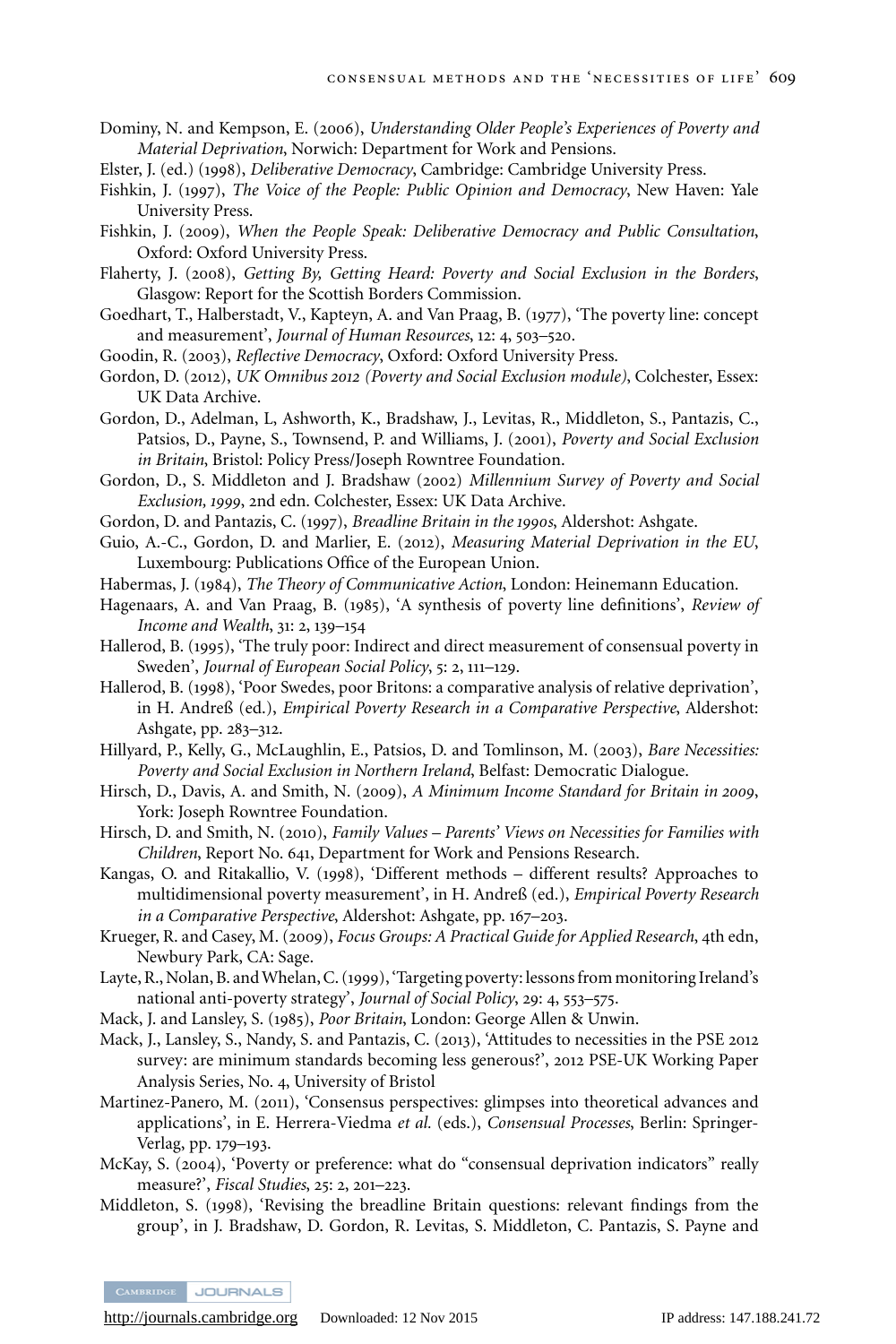Dominy, N. and Kempson, E. (2006), *Understanding Older People's Experiences of Poverty and Material Deprivation*, Norwich: Department for Work and Pensions.

Elster, J. (ed.) (1998), *Deliberative Democracy*, Cambridge: Cambridge University Press.

Fishkin, J. (1997), *The Voice of the People: Public Opinion and Democracy*, New Haven: Yale University Press.

Fishkin, J. (2009), *When the People Speak: Deliberative Democracy and Public Consultation*, Oxford: Oxford University Press.

Flaherty, J. (2008), *Getting By, Getting Heard: Poverty and Social Exclusion in the Borders*, Glasgow: Report for the Scottish Borders Commission.

Goedhart, T., Halberstadt, V., Kapteyn, A. and Van Praag, B. (1977), 'The poverty line: concept and measurement', *Journal of Human Resources*, 12: 4, 503–520.

Goodin, R. (2003), *Reflective Democracy*, Oxford: Oxford University Press.

Gordon, D. (2012), *UK Omnibus 2012 (Poverty and Social Exclusion module)*, Colchester, Essex: UK Data Archive.

Gordon, D., Adelman, L, Ashworth, K., Bradshaw, J., Levitas, R., Middleton, S., Pantazis, C., Patsios, D., Payne, S., Townsend, P. and Williams, J. (2001), *Poverty and Social Exclusion in Britain*, Bristol: Policy Press/Joseph Rowntree Foundation.

Gordon, D., S. Middleton and J. Bradshaw (2002) *Millennium Survey of Poverty and Social Exclusion, 1999*, 2nd edn. Colchester, Essex: UK Data Archive.

Gordon, D. and Pantazis, C. (1997), *Breadline Britain in the 1990s*, Aldershot: Ashgate.

Guio, A.-C., Gordon, D. and Marlier, E. (2012), *Measuring Material Deprivation in the EU*, Luxembourg: Publications Office of the European Union.

Habermas, J. (1984), *The Theory of Communicative Action*, London: Heinemann Education.

Hagenaars, A. and Van Praag, B. (1985), 'A synthesis of poverty line definitions', *Review of Income and Wealth*, 31: 2, 139–154

Hallerod, B. (1995), 'The truly poor: Indirect and direct measurement of consensual poverty in Sweden', *Journal of European Social Policy*, 5: 2, 111–129.

Hallerod, B. (1998), 'Poor Swedes, poor Britons: a comparative analysis of relative deprivation', in H. Andreß (ed.), *Empirical Poverty Research in a Comparative Perspective*, Aldershot: Ashgate, pp. 283–312.

Hillyard, P., Kelly, G., McLaughlin, E., Patsios, D. and Tomlinson, M. (2003), *Bare Necessities: Poverty and Social Exclusion in Northern Ireland*, Belfast: Democratic Dialogue.

Hirsch, D., Davis, A. and Smith, N. (2009), *A Minimum Income Standard for Britain in 2009*, York: Joseph Rowntree Foundation.

Hirsch, D. and Smith, N. (2010), *Family Values – Parents' Views on Necessities for Families with Children*, Report No. 641, Department for Work and Pensions Research.

Kangas, O. and Ritakallio, V. (1998), 'Different methods – different results? Approaches to multidimensional poverty measurement', in H. Andreß (ed.), *Empirical Poverty Research in a Comparative Perspective*, Aldershot: Ashgate, pp. 167–203.

Krueger, R. and Casey, M. (2009), *Focus Groups: A Practical Guide for Applied Research*, 4th edn, Newbury Park, CA: Sage.

Layte, R., Nolan, B. and Whelan, C. (1999), 'Targeting poverty: lessons from monitoring Ireland's national anti-poverty strategy', *Journal of Social Policy*, 29: 4, 553–575.

Mack, J. and Lansley, S. (1985), *Poor Britain*, London: George Allen & Unwin.

Mack, J., Lansley, S., Nandy, S. and Pantazis, C. (2013), 'Attitudes to necessities in the PSE 2012 survey: are minimum standards becoming less generous?', 2012 PSE-UK Working Paper Analysis Series, No. 4, University of Bristol

Martinez-Panero, M. (2011), 'Consensus perspectives: glimpses into theoretical advances and applications', in E. Herrera-Viedma *et al.* (eds.), *Consensual Processes*, Berlin: Springer-Verlag, pp. 179–193.

McKay, S. (2004), 'Poverty or preference: what do "consensual deprivation indicators" really measure?', *Fiscal Studies*, 25: 2, 201–223.

Middleton, S. (1998), 'Revising the breadline Britain questions: relevant findings from the group', in J. Bradshaw, D. Gordon, R. Levitas, S. Middleton, C. Pantazis, S. Payne and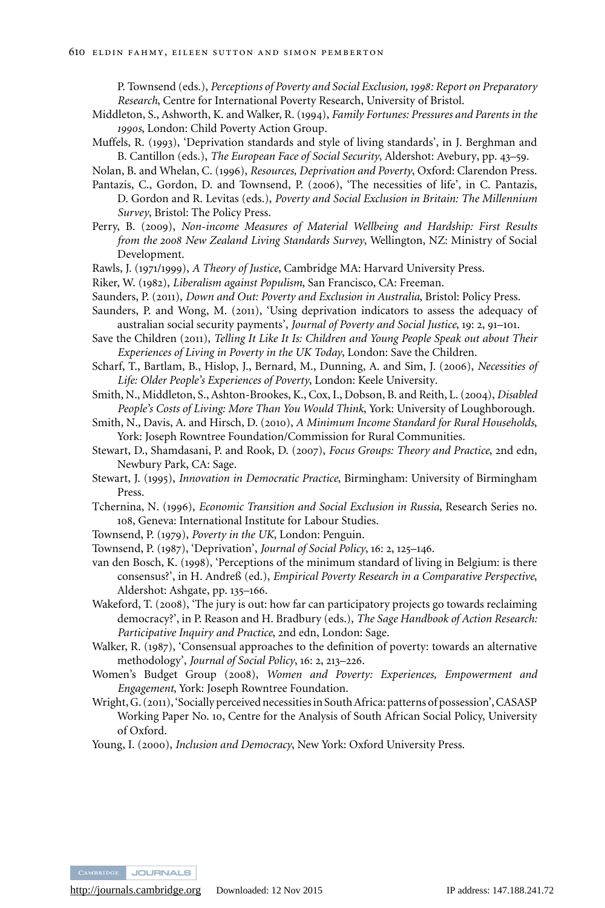P. Townsend (eds.), *Perceptions of Poverty and Social Exclusion, 1998: Report on Preparatory Research*, Centre for International Poverty Research, University of Bristol.

Middleton, S., Ashworth, K. and Walker, R. (1994), *Family Fortunes: Pressures and Parents in the 1990s*, London: Child Poverty Action Group.

Muffels, R. (1993), 'Deprivation standards and style of living standards', in J. Berghman and B. Cantillon (eds.), *The European Face of Social Security*, Aldershot: Avebury, pp. 43–59.

Nolan, B. and Whelan, C. (1996), *Resources, Deprivation and Poverty*, Oxford: Clarendon Press.

Pantazis, C., Gordon, D. and Townsend, P. (2006), 'The necessities of life', in C. Pantazis, D. Gordon and R. Levitas (eds.), *Poverty and Social Exclusion in Britain: The Millennium Survey*, Bristol: The Policy Press.

Perry, B. (2009), *Non-income Measures of Material Wellbeing and Hardship: First Results from the 2008 New Zealand Living Standards Survey*, Wellington, NZ: Ministry of Social Development.

Rawls, J. (1971/1999), *A Theory of Justice*, Cambridge MA: Harvard University Press.

Riker, W. (1982), *Liberalism against Populism*, San Francisco, CA: Freeman.

Saunders, P. (2011), *Down and Out: Poverty and Exclusion in Australia*, Bristol: Policy Press.

Saunders, P. and Wong, M. (2011), 'Using deprivation indicators to assess the adequacy of australian social security payments', *Journal of Poverty and Social Justice*, 19: 2, 91–101.

Save the Children (2011), *Telling It Like It Is: Children and Young People Speak out about Their Experiences of Living in Poverty in the UK Today*, London: Save the Children.

Scharf, T., Bartlam, B., Hislop, J., Bernard, M., Dunning, A. and Sim, J. (2006), *Necessities of Life: Older People's Experiences of Poverty*, London: Keele University.

Smith, N., Middleton, S., Ashton-Brookes, K., Cox, I., Dobson, B. and Reith, L. (2004), *Disabled People's Costs of Living: More Than You Would Think*, York: University of Loughborough.

Smith, N., Davis, A. and Hirsch, D. (2010), *A Minimum Income Standard for Rural Households*, York: Joseph Rowntree Foundation/Commission for Rural Communities.

Stewart, D., Shamdasani, P. and Rook, D. (2007), *Focus Groups: Theory and Practice*, 2nd edn, Newbury Park, CA: Sage.

Stewart, J. (1995), *Innovation in Democratic Practice*, Birmingham: University of Birmingham Press.

Tchernina, N. (1996), *Economic Transition and Social Exclusion in Russia*, Research Series no. 108, Geneva: International Institute for Labour Studies.

Townsend, P. (1979), *Poverty in the UK*, London: Penguin.

Townsend, P. (1987), 'Deprivation', *Journal of Social Policy*, 16: 2, 125–146.

van den Bosch, K. (1998), 'Perceptions of the minimum standard of living in Belgium: is there consensus?', in H. Andreß (ed.), *Empirical Poverty Research in a Comparative Perspective*, Aldershot: Ashgate, pp. 135–166.

Wakeford, T. (2008), 'The jury is out: how far can participatory projects go towards reclaiming democracy?', in P. Reason and H. Bradbury (eds.), *The Sage Handbook of Action Research: Participative Inquiry and Practice*, 2nd edn, London: Sage.

Walker, R. (1987), 'Consensual approaches to the definition of poverty: towards an alternative methodology', *Journal of Social Policy*, 16: 2, 213–226.

Women's Budget Group (2008), *Women and Poverty: Experiences, Empowerment and Engagement*, York: Joseph Rowntree Foundation.

Wright, G. (2011), 'Socially perceived necessities in South Africa: patterns of possession', CASASP Working Paper No. 10, Centre for the Analysis of South African Social Policy, University of Oxford.

Young, I. (2000), *Inclusion and Democracy*, New York: Oxford University Press.